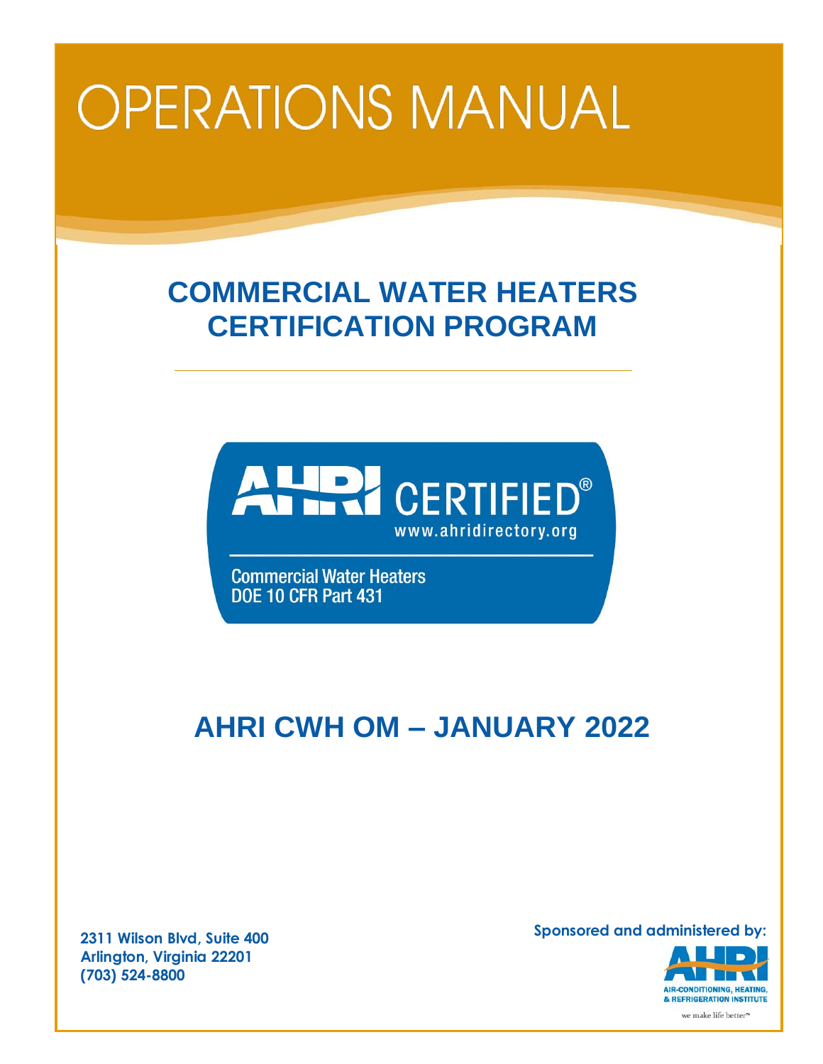# OPERATIONS MANUAL

## COMMERCIAL WATER HEATERS CERTIFICATION PROGRAM

AHRI CERTIFIED®
www.ahridirectory.org

Commercial Water Heaters
DOE 10 CFR Part 431

## AHRI CWH OM – JANUARY 2022

**2311 Wilson Blvd, Suite 400**
**Arlington, Virginia 22201**
**(703) 524-8800**

**Sponsored and administered by:**

AHRI
AIR-CONDITIONING, HEATING, & REFRIGERATION INSTITUTE
we make life better™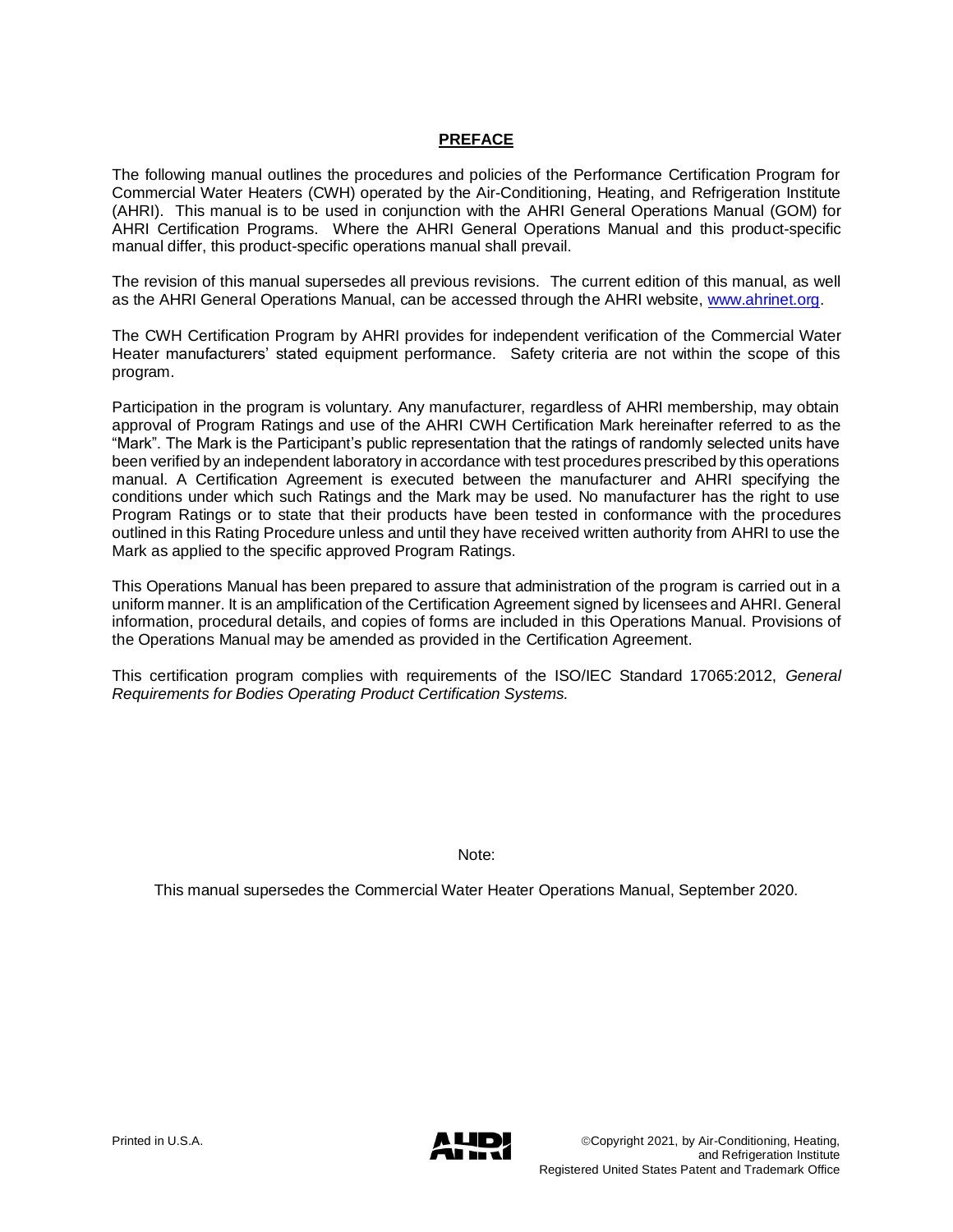## PREFACE

The following manual outlines the procedures and policies of the Performance Certification Program for Commercial Water Heaters (CWH) operated by the Air-Conditioning, Heating, and Refrigeration Institute (AHRI). This manual is to be used in conjunction with the AHRI General Operations Manual (GOM) for AHRI Certification Programs. Where the AHRI General Operations Manual and this product-specific manual differ, this product-specific operations manual shall prevail.

The revision of this manual supersedes all previous revisions. The current edition of this manual, as well as the AHRI General Operations Manual, can be accessed through the AHRI website, www.ahrinet.org.

The CWH Certification Program by AHRI provides for independent verification of the Commercial Water Heater manufacturers' stated equipment performance. Safety criteria are not within the scope of this program.

Participation in the program is voluntary. Any manufacturer, regardless of AHRI membership, may obtain approval of Program Ratings and use of the AHRI CWH Certification Mark hereinafter referred to as the "Mark". The Mark is the Participant's public representation that the ratings of randomly selected units have been verified by an independent laboratory in accordance with test procedures prescribed by this operations manual. A Certification Agreement is executed between the manufacturer and AHRI specifying the conditions under which such Ratings and the Mark may be used. No manufacturer has the right to use Program Ratings or to state that their products have been tested in conformance with the procedures outlined in this Rating Procedure unless and until they have received written authority from AHRI to use the Mark as applied to the specific approved Program Ratings.

This Operations Manual has been prepared to assure that administration of the program is carried out in a uniform manner. It is an amplification of the Certification Agreement signed by licensees and AHRI. General information, procedural details, and copies of forms are included in this Operations Manual. Provisions of the Operations Manual may be amended as provided in the Certification Agreement.

This certification program complies with requirements of the ISO/IEC Standard 17065:2012, *General Requirements for Bodies Operating Product Certification Systems.*

Note:

This manual supersedes the Commercial Water Heater Operations Manual, September 2020.

Printed in U.S.A.

©Copyright 2021, by Air-Conditioning, Heating, and Refrigeration Institute
Registered United States Patent and Trademark Office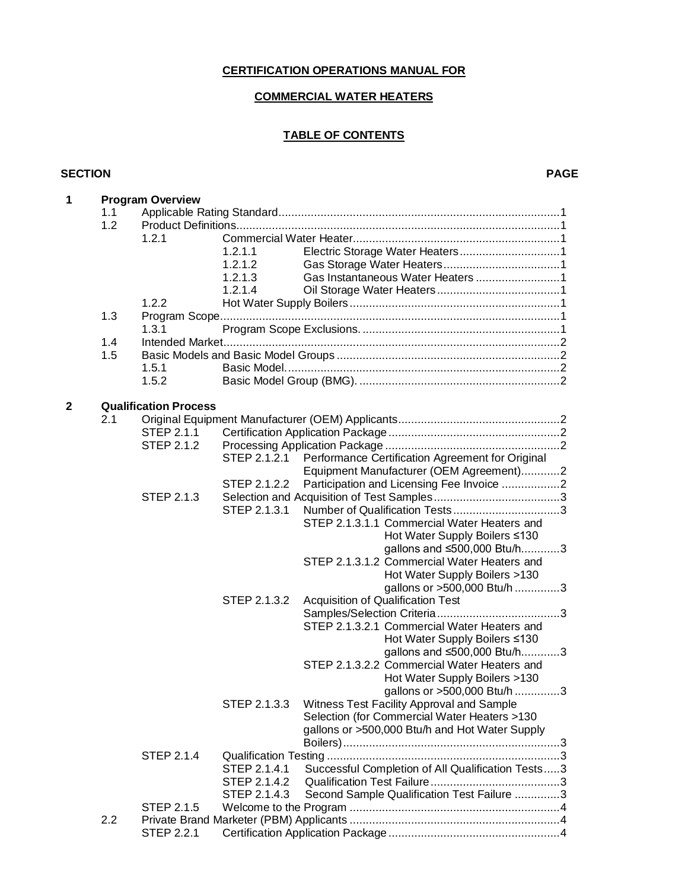**CERTIFICATION OPERATIONS MANUAL FOR**

**COMMERCIAL WATER HEATERS**

**TABLE OF CONTENTS**

| SECTION | | | | PAGE |
|---|---|---|---|---|
| **1** | **Program Overview** | | | |
| | 1.1 | Applicable Rating Standard | | 1 |
| | 1.2 | Product Definitions | | 1 |
| | 1.2.1 | Commercial Water Heater | | 1 |
| | | 1.2.1.1 | Electric Storage Water Heaters | 1 |
| | | 1.2.1.2 | Gas Storage Water Heaters | 1 |
| | | 1.2.1.3 | Gas Instantaneous Water Heaters | 1 |
| | | 1.2.1.4 | Oil Storage Water Heaters | 1 |
| | 1.2.2 | Hot Water Supply Boilers | | 1 |
| | 1.3 | Program Scope | | 1 |
| | 1.3.1 | Program Scope Exclusions. | | 1 |
| | 1.4 | Intended Market | | 2 |
| | 1.5 | Basic Models and Basic Model Groups | | 2 |
| | 1.5.1 | Basic Model. | | 2 |
| | 1.5.2 | Basic Model Group (BMG). | | 2 |
| **2** | **Qualification Process** | | | |
| | 2.1 | Original Equipment Manufacturer (OEM) Applicants | | 2 |
| | STEP 2.1.1 | Certification Application Package | | 2 |
| | STEP 2.1.2 | Processing Application Package | | 2 |
| | | STEP 2.1.2.1 | Performance Certification Agreement for Original Equipment Manufacturer (OEM Agreement) | 2 |
| | | STEP 2.1.2.2 | Participation and Licensing Fee Invoice | 2 |
| | STEP 2.1.3 | Selection and Acquisition of Test Samples | | 3 |
| | | STEP 2.1.3.1 | Number of Qualification Tests | 3 |
| | | | STEP 2.1.3.1.1 Commercial Water Heaters and Hot Water Supply Boilers ≤130 gallons and ≤500,000 Btu/h | 3 |
| | | | STEP 2.1.3.1.2 Commercial Water Heaters and Hot Water Supply Boilers >130 gallons or >500,000 Btu/h | 3 |
| | | STEP 2.1.3.2 | Acquisition of Qualification Test Samples/Selection Criteria | 3 |
| | | | STEP 2.1.3.2.1 Commercial Water Heaters and Hot Water Supply Boilers ≤130 gallons and ≤500,000 Btu/h | 3 |
| | | | STEP 2.1.3.2.2 Commercial Water Heaters and Hot Water Supply Boilers >130 gallons or >500,000 Btu/h | 3 |
| | | STEP 2.1.3.3 | Witness Test Facility Approval and Sample Selection (for Commercial Water Heaters >130 gallons or >500,000 Btu/h and Hot Water Supply Boilers) | 3 |
| | STEP 2.1.4 | Qualification Testing | | 3 |
| | | STEP 2.1.4.1 | Successful Completion of All Qualification Tests | 3 |
| | | STEP 2.1.4.2 | Qualification Test Failure | 3 |
| | | STEP 2.1.4.3 | Second Sample Qualification Test Failure | 3 |
| | STEP 2.1.5 | Welcome to the Program | | 4 |
| | 2.2 | Private Brand Marketer (PBM) Applicants | | 4 |
| | STEP 2.2.1 | Certification Application Package | | 4 |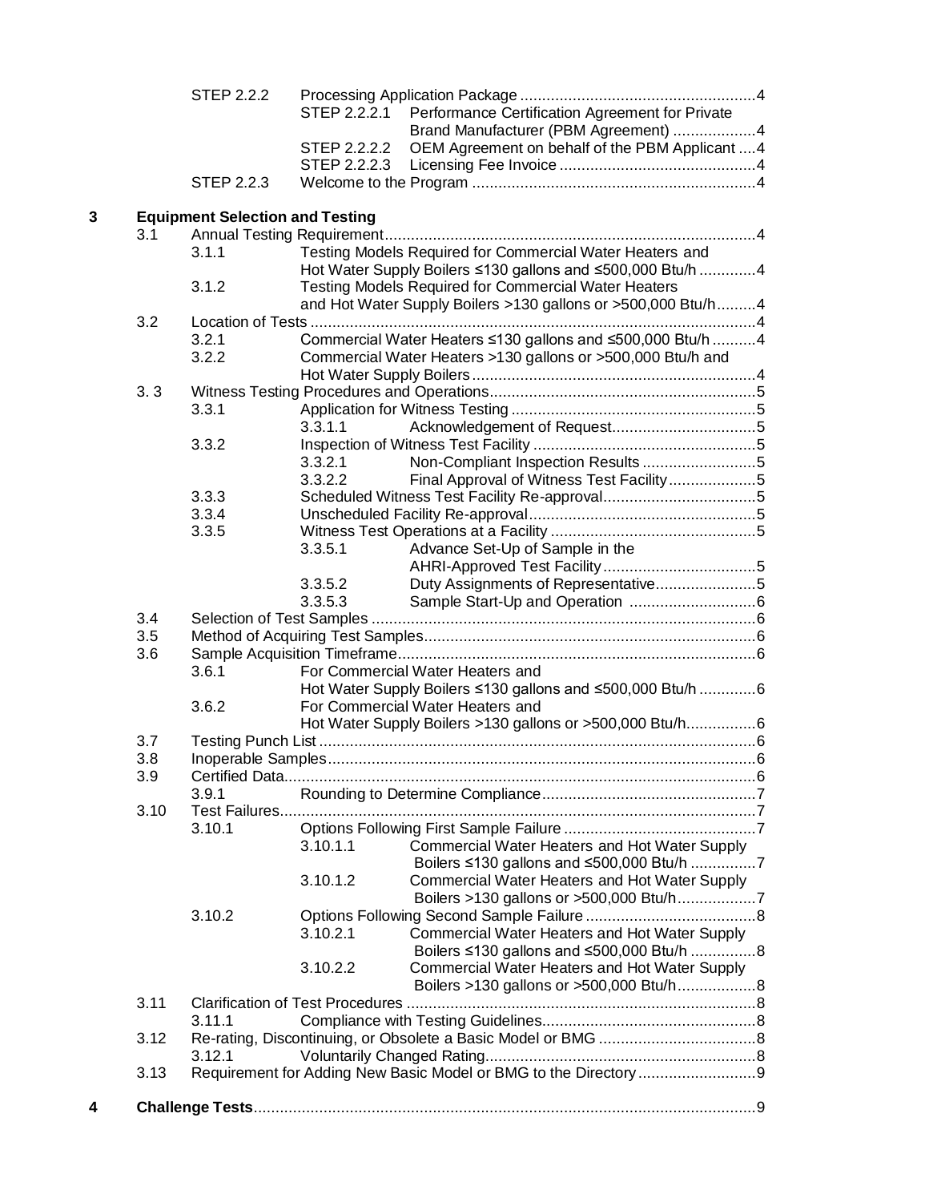| | | | |
|---|---|---|---|
| | STEP 2.2.2 | Processing Application Package | 4 |
| | | STEP 2.2.2.1 Performance Certification Agreement for Private Brand Manufacturer (PBM Agreement) | 4 |
| | | STEP 2.2.2.2 OEM Agreement on behalf of the PBM Applicant | 4 |
| | | STEP 2.2.2.3 Licensing Fee Invoice | 4 |
| | STEP 2.2.3 | Welcome to the Program | 4 |

**3 Equipment Selection and Testing**

| | | | |
|---|---|---|---|
| 3.1 | | Annual Testing Requirement | 4 |
| | 3.1.1 | Testing Models Required for Commercial Water Heaters and Hot Water Supply Boilers ≤130 gallons and ≤500,000 Btu/h | 4 |
| | 3.1.2 | Testing Models Required for Commercial Water Heaters and Hot Water Supply Boilers >130 gallons or >500,000 Btu/h | 4 |
| 3.2 | | Location of Tests | 4 |
| | 3.2.1 | Commercial Water Heaters ≤130 gallons and ≤500,000 Btu/h | 4 |
| | 3.2.2 | Commercial Water Heaters >130 gallons or >500,000 Btu/h and Hot Water Supply Boilers | 4 |
| 3. 3 | | Witness Testing Procedures and Operations | 5 |
| | 3.3.1 | Application for Witness Testing | 5 |
| | | 3.3.1.1 Acknowledgement of Request | 5 |
| | 3.3.2 | Inspection of Witness Test Facility | 5 |
| | | 3.3.2.1 Non-Compliant Inspection Results | 5 |
| | | 3.3.2.2 Final Approval of Witness Test Facility | 5 |
| | 3.3.3 | Scheduled Witness Test Facility Re-approval | 5 |
| | 3.3.4 | Unscheduled Facility Re-approval | 5 |
| | 3.3.5 | Witness Test Operations at a Facility | 5 |
| | | 3.3.5.1 Advance Set-Up of Sample in the AHRI-Approved Test Facility | 5 |
| | | 3.3.5.2 Duty Assignments of Representative | 5 |
| | | 3.3.5.3 Sample Start-Up and Operation | 6 |
| 3.4 | | Selection of Test Samples | 6 |
| 3.5 | | Method of Acquiring Test Samples | 6 |
| 3.6 | | Sample Acquisition Timeframe | 6 |
| | 3.6.1 | For Commercial Water Heaters and Hot Water Supply Boilers ≤130 gallons and ≤500,000 Btu/h | 6 |
| | 3.6.2 | For Commercial Water Heaters and Hot Water Supply Boilers >130 gallons or >500,000 Btu/h | 6 |
| 3.7 | | Testing Punch List | 6 |
| 3.8 | | Inoperable Samples | 6 |
| 3.9 | | Certified Data | 6 |
| | 3.9.1 | Rounding to Determine Compliance | 7 |
| 3.10 | | Test Failures | 7 |
| | 3.10.1 | Options Following First Sample Failure | 7 |
| | | 3.10.1.1 Commercial Water Heaters and Hot Water Supply Boilers ≤130 gallons and ≤500,000 Btu/h | 7 |
| | | 3.10.1.2 Commercial Water Heaters and Hot Water Supply Boilers >130 gallons or >500,000 Btu/h | 7 |
| | 3.10.2 | Options Following Second Sample Failure | 8 |
| | | 3.10.2.1 Commercial Water Heaters and Hot Water Supply Boilers ≤130 gallons and ≤500,000 Btu/h | 8 |
| | | 3.10.2.2 Commercial Water Heaters and Hot Water Supply Boilers >130 gallons or >500,000 Btu/h | 8 |
| 3.11 | | Clarification of Test Procedures | 8 |
| | 3.11.1 | Compliance with Testing Guidelines | 8 |
| 3.12 | | Re-rating, Discontinuing, or Obsolete a Basic Model or BMG | 8 |
| | 3.12.1 | Voluntarily Changed Rating | 8 |
| 3.13 | | Requirement for Adding New Basic Model or BMG to the Directory | 9 |

**4 Challenge Tests** ........ 9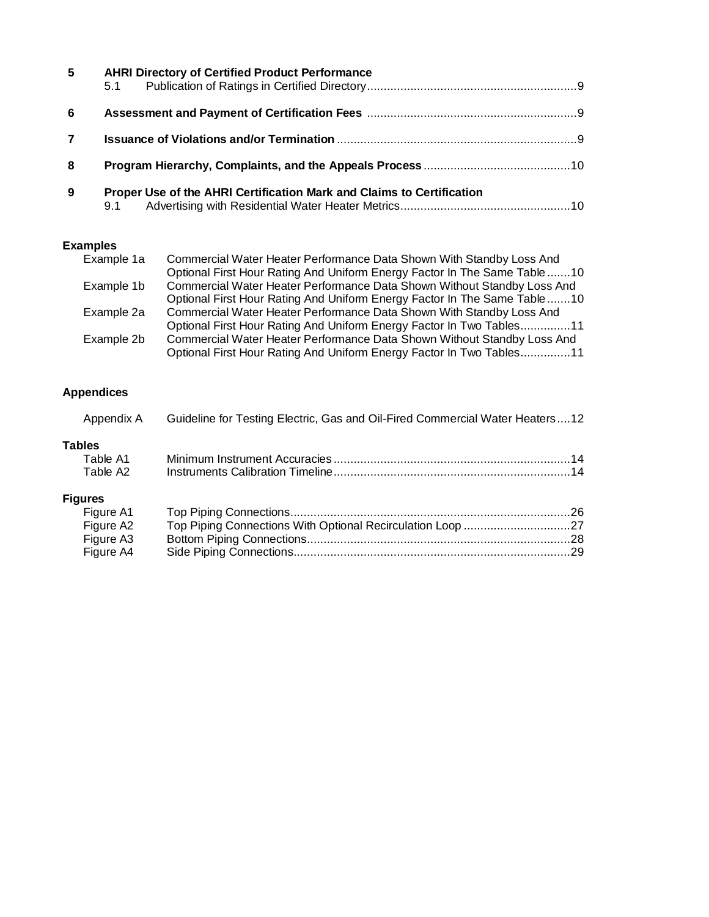**5 AHRI Directory of Certified Product Performance**

5.1 Publication of Ratings in Certified Directory ........................................................... 9

**6 Assessment and Payment of Certification Fees** ........................................................... 9

**7 Issuance of Violations and/or Termination** ........................................................... 9

**8 Program Hierarchy, Complaints, and the Appeals Process** ........................................... 10

**9 Proper Use of the AHRI Certification Mark and Claims to Certification**

9.1 Advertising with Residential Water Heater Metrics ................................................. 10

**Examples**

Example 1a Commercial Water Heater Performance Data Shown With Standby Loss And Optional First Hour Rating And Uniform Energy Factor In The Same Table ....... 10

Example 1b Commercial Water Heater Performance Data Shown Without Standby Loss And Optional First Hour Rating And Uniform Energy Factor In The Same Table ....... 10

Example 2a Commercial Water Heater Performance Data Shown With Standby Loss And Optional First Hour Rating And Uniform Energy Factor In Two Tables ............... 11

Example 2b Commercial Water Heater Performance Data Shown Without Standby Loss And Optional First Hour Rating And Uniform Energy Factor In Two Tables ............... 11

**Appendices**

Appendix A Guideline for Testing Electric, Gas and Oil-Fired Commercial Water Heaters .... 12

**Tables**

Table A1 Minimum Instrument Accuracies ........................................................... 14

Table A2 Instruments Calibration Timeline ........................................................... 14

**Figures**

Figure A1 Top Piping Connections ........................................................... 26

Figure A2 Top Piping Connections With Optional Recirculation Loop ................................ 27

Figure A3 Bottom Piping Connections ........................................................... 28

Figure A4 Side Piping Connections ........................................................... 29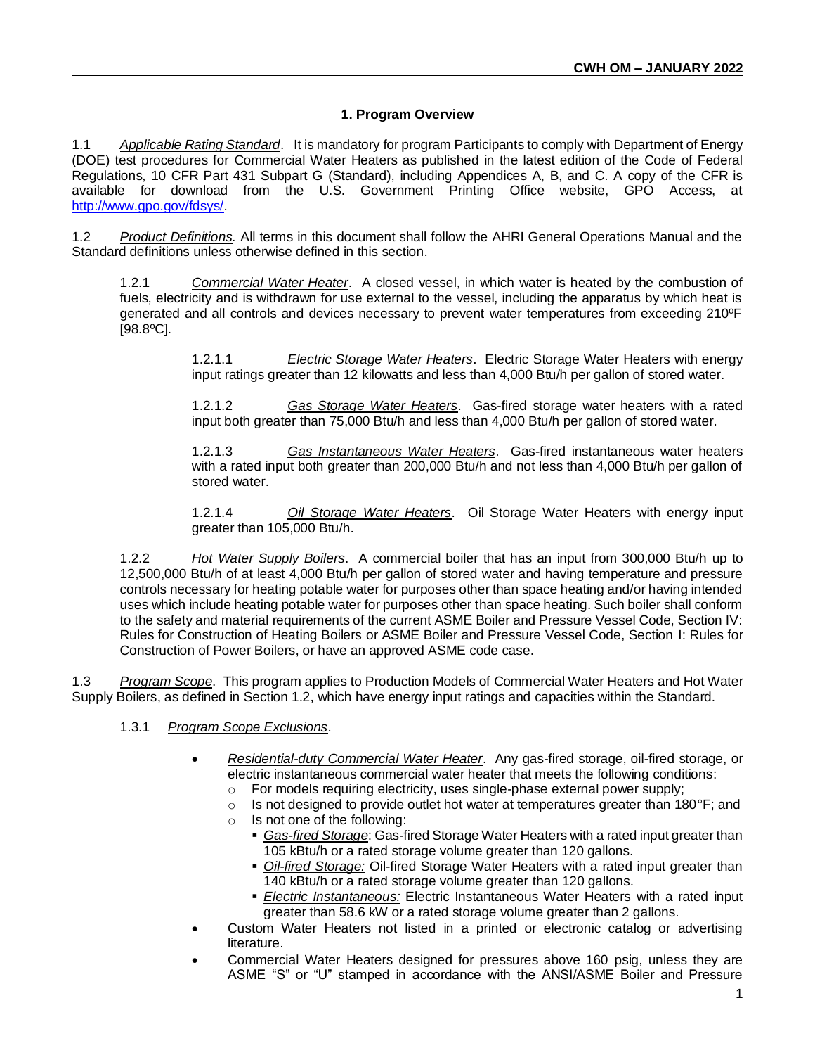## 1. Program Overview

1.1 *Applicable Rating Standard*. It is mandatory for program Participants to comply with Department of Energy (DOE) test procedures for Commercial Water Heaters as published in the latest edition of the Code of Federal Regulations, 10 CFR Part 431 Subpart G (Standard), including Appendices A, B, and C. A copy of the CFR is available for download from the U.S. Government Printing Office website, GPO Access, at http://www.gpo.gov/fdsys/.

1.2 *Product Definitions.* All terms in this document shall follow the AHRI General Operations Manual and the Standard definitions unless otherwise defined in this section.

1.2.1 *Commercial Water Heater*. A closed vessel, in which water is heated by the combustion of fuels, electricity and is withdrawn for use external to the vessel, including the apparatus by which heat is generated and all controls and devices necessary to prevent water temperatures from exceeding 210ºF [98.8ºC].

1.2.1.1 *Electric Storage Water Heaters*. Electric Storage Water Heaters with energy input ratings greater than 12 kilowatts and less than 4,000 Btu/h per gallon of stored water.

1.2.1.2 *Gas Storage Water Heaters*. Gas-fired storage water heaters with a rated input both greater than 75,000 Btu/h and less than 4,000 Btu/h per gallon of stored water.

1.2.1.3 *Gas Instantaneous Water Heaters*. Gas-fired instantaneous water heaters with a rated input both greater than 200,000 Btu/h and not less than 4,000 Btu/h per gallon of stored water.

1.2.1.4 *Oil Storage Water Heaters*. Oil Storage Water Heaters with energy input greater than 105,000 Btu/h.

1.2.2 *Hot Water Supply Boilers*. A commercial boiler that has an input from 300,000 Btu/h up to 12,500,000 Btu/h of at least 4,000 Btu/h per gallon of stored water and having temperature and pressure controls necessary for heating potable water for purposes other than space heating and/or having intended uses which include heating potable water for purposes other than space heating. Such boiler shall conform to the safety and material requirements of the current ASME Boiler and Pressure Vessel Code, Section IV: Rules for Construction of Heating Boilers or ASME Boiler and Pressure Vessel Code, Section I: Rules for Construction of Power Boilers, or have an approved ASME code case.

1.3 *Program Scope*. This program applies to Production Models of Commercial Water Heaters and Hot Water Supply Boilers, as defined in Section 1.2, which have energy input ratings and capacities within the Standard.

1.3.1 *Program Scope Exclusions*.

- *Residential-duty Commercial Water Heater*. Any gas-fired storage, oil-fired storage, or electric instantaneous commercial water heater that meets the following conditions:
  - For models requiring electricity, uses single-phase external power supply;
  - Is not designed to provide outlet hot water at temperatures greater than 180°F; and
  - Is not one of the following:
    - *Gas-fired Storage*: Gas-fired Storage Water Heaters with a rated input greater than 105 kBtu/h or a rated storage volume greater than 120 gallons.
    - *Oil-fired Storage:* Oil-fired Storage Water Heaters with a rated input greater than 140 kBtu/h or a rated storage volume greater than 120 gallons.
    - *Electric Instantaneous:* Electric Instantaneous Water Heaters with a rated input greater than 58.6 kW or a rated storage volume greater than 2 gallons.
- Custom Water Heaters not listed in a printed or electronic catalog or advertising literature.
- Commercial Water Heaters designed for pressures above 160 psig, unless they are ASME "S" or "U" stamped in accordance with the ANSI/ASME Boiler and Pressure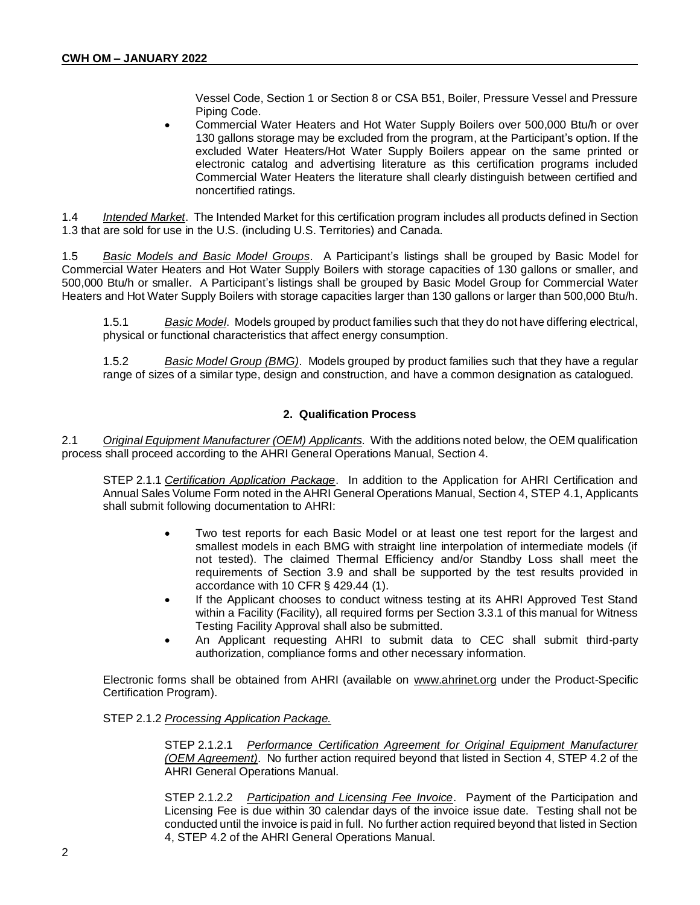Vessel Code, Section 1 or Section 8 or CSA B51, Boiler, Pressure Vessel and Pressure Piping Code.

- Commercial Water Heaters and Hot Water Supply Boilers over 500,000 Btu/h or over 130 gallons storage may be excluded from the program, at the Participant's option. If the excluded Water Heaters/Hot Water Supply Boilers appear on the same printed or electronic catalog and advertising literature as this certification programs included Commercial Water Heaters the literature shall clearly distinguish between certified and noncertified ratings.

1.4 *Intended Market*. The Intended Market for this certification program includes all products defined in Section 1.3 that are sold for use in the U.S. (including U.S. Territories) and Canada.

1.5 *Basic Models and Basic Model Groups*. A Participant's listings shall be grouped by Basic Model for Commercial Water Heaters and Hot Water Supply Boilers with storage capacities of 130 gallons or smaller, and 500,000 Btu/h or smaller. A Participant's listings shall be grouped by Basic Model Group for Commercial Water Heaters and Hot Water Supply Boilers with storage capacities larger than 130 gallons or larger than 500,000 Btu/h.

1.5.1 *Basic Model*. Models grouped by product families such that they do not have differing electrical, physical or functional characteristics that affect energy consumption.

1.5.2 *Basic Model Group (BMG)*. Models grouped by product families such that they have a regular range of sizes of a similar type, design and construction, and have a common designation as catalogued.

## 2. Qualification Process

2.1 *Original Equipment Manufacturer (OEM) Applicants.* With the additions noted below, the OEM qualification process shall proceed according to the AHRI General Operations Manual, Section 4.

STEP 2.1.1 *Certification Application Package*. In addition to the Application for AHRI Certification and Annual Sales Volume Form noted in the AHRI General Operations Manual, Section 4, STEP 4.1, Applicants shall submit following documentation to AHRI:

- Two test reports for each Basic Model or at least one test report for the largest and smallest models in each BMG with straight line interpolation of intermediate models (if not tested). The claimed Thermal Efficiency and/or Standby Loss shall meet the requirements of Section 3.9 and shall be supported by the test results provided in accordance with 10 CFR § 429.44 (1).
- If the Applicant chooses to conduct witness testing at its AHRI Approved Test Stand within a Facility (Facility), all required forms per Section 3.3.1 of this manual for Witness Testing Facility Approval shall also be submitted.
- An Applicant requesting AHRI to submit data to CEC shall submit third-party authorization, compliance forms and other necessary information.

Electronic forms shall be obtained from AHRI (available on www.ahrinet.org under the Product-Specific Certification Program).

STEP 2.1.2 *Processing Application Package.*

STEP 2.1.2.1 *Performance Certification Agreement for Original Equipment Manufacturer (OEM Agreement)*. No further action required beyond that listed in Section 4, STEP 4.2 of the AHRI General Operations Manual.

STEP 2.1.2.2 *Participation and Licensing Fee Invoice*. Payment of the Participation and Licensing Fee is due within 30 calendar days of the invoice issue date. Testing shall not be conducted until the invoice is paid in full. No further action required beyond that listed in Section 4, STEP 4.2 of the AHRI General Operations Manual.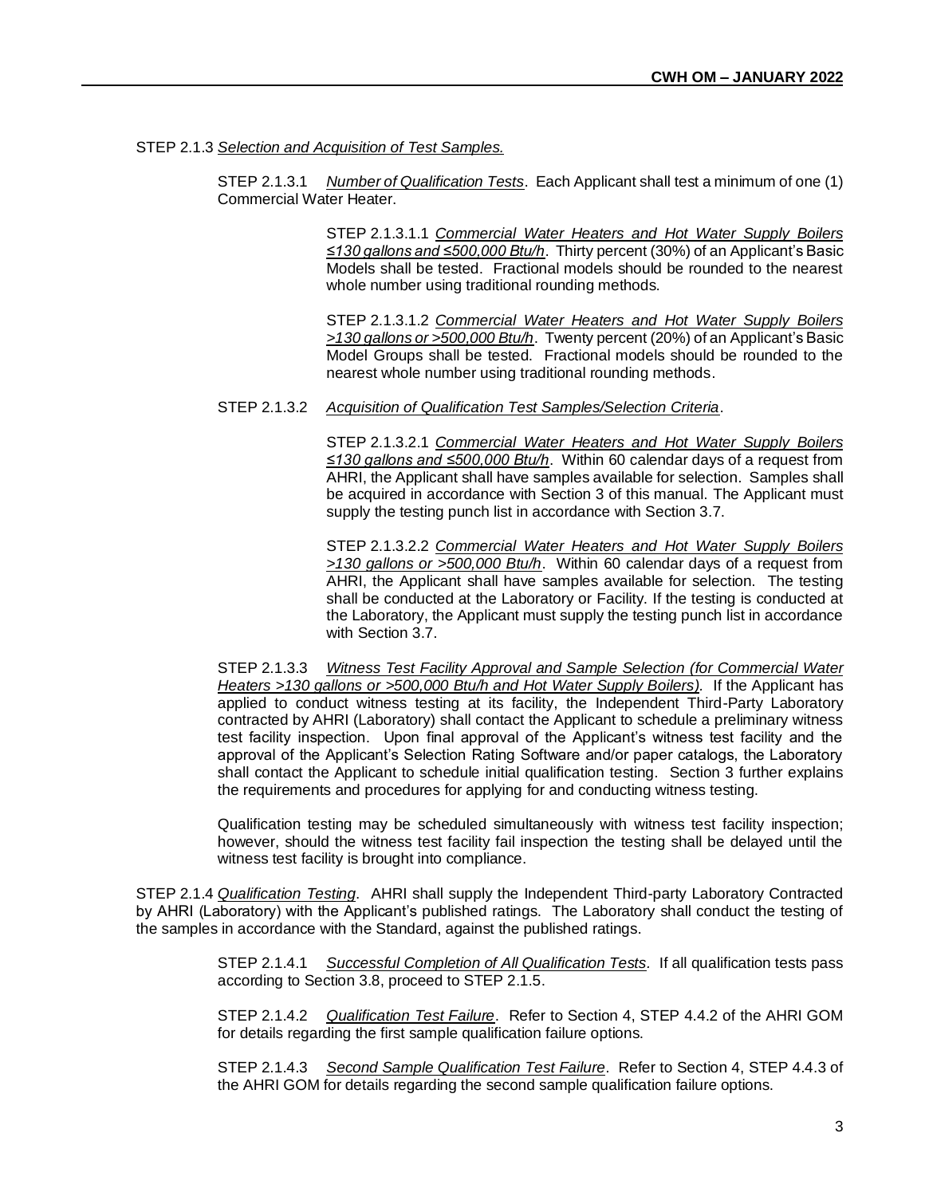STEP 2.1.3 *Selection and Acquisition of Test Samples.*

STEP 2.1.3.1 *Number of Qualification Tests*. Each Applicant shall test a minimum of one (1) Commercial Water Heater.

STEP 2.1.3.1.1 *Commercial Water Heaters and Hot Water Supply Boilers ≤130 gallons and ≤500,000 Btu/h*. Thirty percent (30%) of an Applicant's Basic Models shall be tested. Fractional models should be rounded to the nearest whole number using traditional rounding methods.

STEP 2.1.3.1.2 *Commercial Water Heaters and Hot Water Supply Boilers >130 gallons or >500,000 Btu/h*. Twenty percent (20%) of an Applicant's Basic Model Groups shall be tested. Fractional models should be rounded to the nearest whole number using traditional rounding methods.

STEP 2.1.3.2 *Acquisition of Qualification Test Samples/Selection Criteria*.

STEP 2.1.3.2.1 *Commercial Water Heaters and Hot Water Supply Boilers ≤130 gallons and ≤500,000 Btu/h*. Within 60 calendar days of a request from AHRI, the Applicant shall have samples available for selection. Samples shall be acquired in accordance with Section 3 of this manual. The Applicant must supply the testing punch list in accordance with Section 3.7.

STEP 2.1.3.2.2 *Commercial Water Heaters and Hot Water Supply Boilers >130 gallons or >500,000 Btu/h*. Within 60 calendar days of a request from AHRI, the Applicant shall have samples available for selection. The testing shall be conducted at the Laboratory or Facility. If the testing is conducted at the Laboratory, the Applicant must supply the testing punch list in accordance with Section 3.7.

STEP 2.1.3.3 *Witness Test Facility Approval and Sample Selection (for Commercial Water Heaters >130 gallons or >500,000 Btu/h and Hot Water Supply Boilers)*. If the Applicant has applied to conduct witness testing at its facility, the Independent Third-Party Laboratory contracted by AHRI (Laboratory) shall contact the Applicant to schedule a preliminary witness test facility inspection. Upon final approval of the Applicant's witness test facility and the approval of the Applicant's Selection Rating Software and/or paper catalogs, the Laboratory shall contact the Applicant to schedule initial qualification testing. Section 3 further explains the requirements and procedures for applying for and conducting witness testing.

Qualification testing may be scheduled simultaneously with witness test facility inspection; however, should the witness test facility fail inspection the testing shall be delayed until the witness test facility is brought into compliance.

STEP 2.1.4 *Qualification Testing*. AHRI shall supply the Independent Third-party Laboratory Contracted by AHRI (Laboratory) with the Applicant's published ratings. The Laboratory shall conduct the testing of the samples in accordance with the Standard, against the published ratings.

STEP 2.1.4.1 *Successful Completion of All Qualification Tests*. If all qualification tests pass according to Section 3.8, proceed to STEP 2.1.5.

STEP 2.1.4.2 *Qualification Test Failure*. Refer to Section 4, STEP 4.4.2 of the AHRI GOM for details regarding the first sample qualification failure options.

STEP 2.1.4.3 *Second Sample Qualification Test Failure*. Refer to Section 4, STEP 4.4.3 of the AHRI GOM for details regarding the second sample qualification failure options.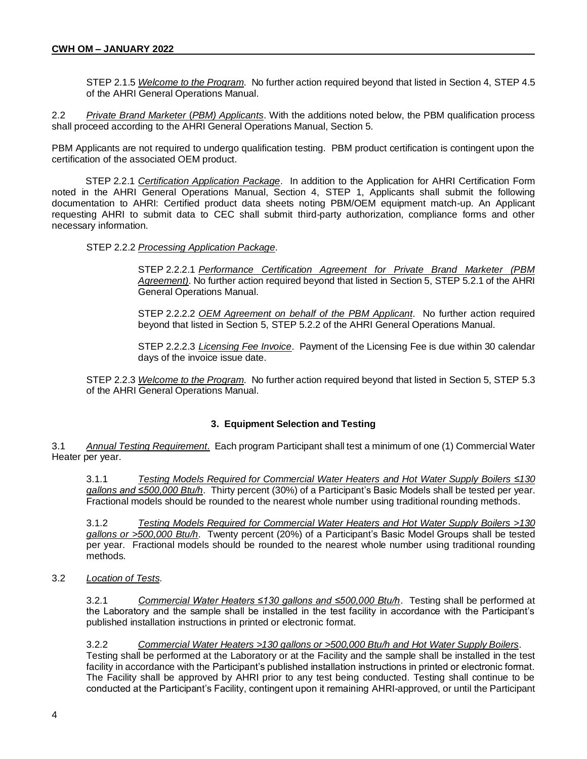STEP 2.1.5 *Welcome to the Program*. No further action required beyond that listed in Section 4, STEP 4.5 of the AHRI General Operations Manual.

2.2 *Private Brand Marketer (PBM) Applicants*. With the additions noted below, the PBM qualification process shall proceed according to the AHRI General Operations Manual, Section 5.

PBM Applicants are not required to undergo qualification testing. PBM product certification is contingent upon the certification of the associated OEM product.

STEP 2.2.1 *Certification Application Package*. In addition to the Application for AHRI Certification Form noted in the AHRI General Operations Manual, Section 4, STEP 1, Applicants shall submit the following documentation to AHRI: Certified product data sheets noting PBM/OEM equipment match-up. An Applicant requesting AHRI to submit data to CEC shall submit third-party authorization, compliance forms and other necessary information.

STEP 2.2.2 *Processing Application Package*.

STEP 2.2.2.1 *Performance Certification Agreement for Private Brand Marketer (PBM Agreement)*. No further action required beyond that listed in Section 5, STEP 5.2.1 of the AHRI General Operations Manual.

STEP 2.2.2.2 *OEM Agreement on behalf of the PBM Applicant*. No further action required beyond that listed in Section 5, STEP 5.2.2 of the AHRI General Operations Manual.

STEP 2.2.2.3 *Licensing Fee Invoice*. Payment of the Licensing Fee is due within 30 calendar days of the invoice issue date.

STEP 2.2.3 *Welcome to the Program*. No further action required beyond that listed in Section 5, STEP 5.3 of the AHRI General Operations Manual.

## 3. Equipment Selection and Testing

3.1 *Annual Testing Requirement*. Each program Participant shall test a minimum of one (1) Commercial Water Heater per year.

3.1.1 *Testing Models Required for Commercial Water Heaters and Hot Water Supply Boilers ≤130 gallons and ≤500,000 Btu/h*. Thirty percent (30%) of a Participant's Basic Models shall be tested per year. Fractional models should be rounded to the nearest whole number using traditional rounding methods.

3.1.2 *Testing Models Required for Commercial Water Heaters and Hot Water Supply Boilers >130 gallons or >500,000 Btu/h*. Twenty percent (20%) of a Participant's Basic Model Groups shall be tested per year. Fractional models should be rounded to the nearest whole number using traditional rounding methods.

3.2 *Location of Tests*.

3.2.1 *Commercial Water Heaters ≤130 gallons and ≤500,000 Btu/h*. Testing shall be performed at the Laboratory and the sample shall be installed in the test facility in accordance with the Participant's published installation instructions in printed or electronic format.

3.2.2 *Commercial Water Heaters >130 gallons or >500,000 Btu/h and Hot Water Supply Boilers*. Testing shall be performed at the Laboratory or at the Facility and the sample shall be installed in the test facility in accordance with the Participant's published installation instructions in printed or electronic format. The Facility shall be approved by AHRI prior to any test being conducted. Testing shall continue to be conducted at the Participant's Facility, contingent upon it remaining AHRI-approved, or until the Participant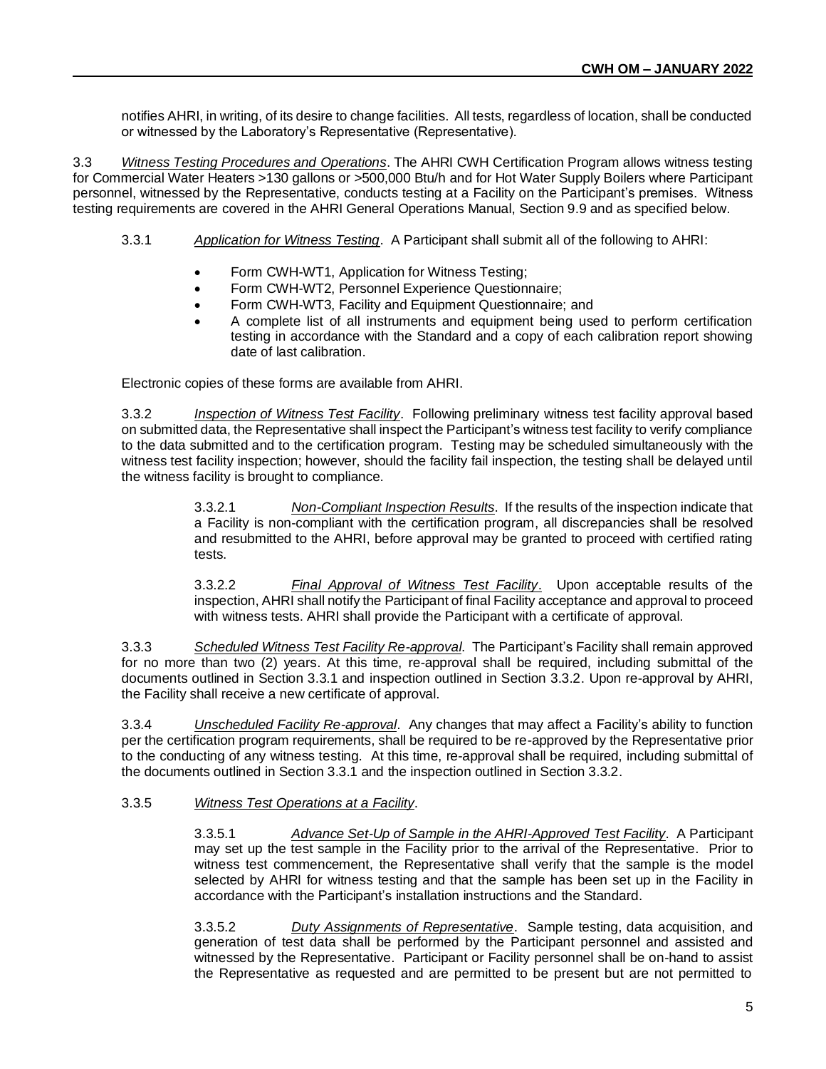notifies AHRI, in writing, of its desire to change facilities. All tests, regardless of location, shall be conducted or witnessed by the Laboratory's Representative (Representative).

3.3 *Witness Testing Procedures and Operations*. The AHRI CWH Certification Program allows witness testing for Commercial Water Heaters >130 gallons or >500,000 Btu/h and for Hot Water Supply Boilers where Participant personnel, witnessed by the Representative, conducts testing at a Facility on the Participant's premises. Witness testing requirements are covered in the AHRI General Operations Manual, Section 9.9 and as specified below.

3.3.1 *Application for Witness Testing*. A Participant shall submit all of the following to AHRI:

- Form CWH-WT1, Application for Witness Testing;
- Form CWH-WT2, Personnel Experience Questionnaire;
- Form CWH-WT3, Facility and Equipment Questionnaire; and
- A complete list of all instruments and equipment being used to perform certification testing in accordance with the Standard and a copy of each calibration report showing date of last calibration.

Electronic copies of these forms are available from AHRI.

3.3.2 *Inspection of Witness Test Facility*. Following preliminary witness test facility approval based on submitted data, the Representative shall inspect the Participant's witness test facility to verify compliance to the data submitted and to the certification program. Testing may be scheduled simultaneously with the witness test facility inspection; however, should the facility fail inspection, the testing shall be delayed until the witness facility is brought to compliance.

3.3.2.1 *Non-Compliant Inspection Results*. If the results of the inspection indicate that a Facility is non-compliant with the certification program, all discrepancies shall be resolved and resubmitted to the AHRI, before approval may be granted to proceed with certified rating tests.

3.3.2.2 *Final Approval of Witness Test Facility*. Upon acceptable results of the inspection, AHRI shall notify the Participant of final Facility acceptance and approval to proceed with witness tests. AHRI shall provide the Participant with a certificate of approval.

3.3.3 *Scheduled Witness Test Facility Re-approval*. The Participant's Facility shall remain approved for no more than two (2) years. At this time, re-approval shall be required, including submittal of the documents outlined in Section 3.3.1 and inspection outlined in Section 3.3.2. Upon re-approval by AHRI, the Facility shall receive a new certificate of approval.

3.3.4 *Unscheduled Facility Re-approval*. Any changes that may affect a Facility's ability to function per the certification program requirements, shall be required to be re-approved by the Representative prior to the conducting of any witness testing. At this time, re-approval shall be required, including submittal of the documents outlined in Section 3.3.1 and the inspection outlined in Section 3.3.2.

3.3.5 *Witness Test Operations at a Facility*.

3.3.5.1 *Advance Set-Up of Sample in the AHRI-Approved Test Facility*. A Participant may set up the test sample in the Facility prior to the arrival of the Representative. Prior to witness test commencement, the Representative shall verify that the sample is the model selected by AHRI for witness testing and that the sample has been set up in the Facility in accordance with the Participant's installation instructions and the Standard.

3.3.5.2 *Duty Assignments of Representative*. Sample testing, data acquisition, and generation of test data shall be performed by the Participant personnel and assisted and witnessed by the Representative. Participant or Facility personnel shall be on-hand to assist the Representative as requested and are permitted to be present but are not permitted to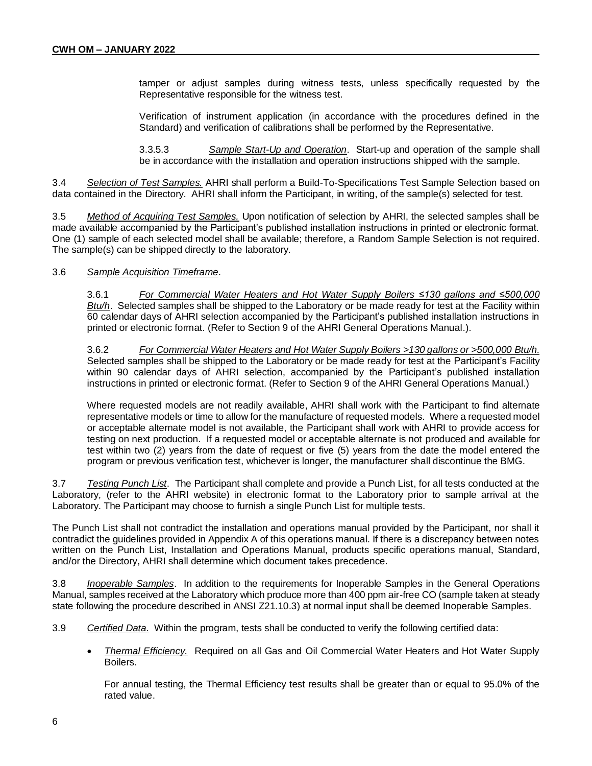tamper or adjust samples during witness tests, unless specifically requested by the Representative responsible for the witness test.

Verification of instrument application (in accordance with the procedures defined in the Standard) and verification of calibrations shall be performed by the Representative.

3.3.5.3 *Sample Start-Up and Operation*. Start-up and operation of the sample shall be in accordance with the installation and operation instructions shipped with the sample.

3.4 *Selection of Test Samples.* AHRI shall perform a Build-To-Specifications Test Sample Selection based on data contained in the Directory. AHRI shall inform the Participant, in writing, of the sample(s) selected for test.

3.5 *Method of Acquiring Test Samples.* Upon notification of selection by AHRI, the selected samples shall be made available accompanied by the Participant's published installation instructions in printed or electronic format. One (1) sample of each selected model shall be available; therefore, a Random Sample Selection is not required. The sample(s) can be shipped directly to the laboratory.

3.6 *Sample Acquisition Timeframe*.

3.6.1 *For Commercial Water Heaters and Hot Water Supply Boilers ≤130 gallons and ≤500,000 Btu/h*. Selected samples shall be shipped to the Laboratory or be made ready for test at the Facility within 60 calendar days of AHRI selection accompanied by the Participant's published installation instructions in printed or electronic format. (Refer to Section 9 of the AHRI General Operations Manual.).

3.6.2 *For Commercial Water Heaters and Hot Water Supply Boilers >130 gallons or >500,000 Btu/h.* Selected samples shall be shipped to the Laboratory or be made ready for test at the Participant's Facility within 90 calendar days of AHRI selection, accompanied by the Participant's published installation instructions in printed or electronic format. (Refer to Section 9 of the AHRI General Operations Manual.)

Where requested models are not readily available, AHRI shall work with the Participant to find alternate representative models or time to allow for the manufacture of requested models. Where a requested model or acceptable alternate model is not available, the Participant shall work with AHRI to provide access for testing on next production. If a requested model or acceptable alternate is not produced and available for test within two (2) years from the date of request or five (5) years from the date the model entered the program or previous verification test, whichever is longer, the manufacturer shall discontinue the BMG.

3.7 *Testing Punch List*. The Participant shall complete and provide a Punch List, for all tests conducted at the Laboratory, (refer to the AHRI website) in electronic format to the Laboratory prior to sample arrival at the Laboratory. The Participant may choose to furnish a single Punch List for multiple tests.

The Punch List shall not contradict the installation and operations manual provided by the Participant, nor shall it contradict the guidelines provided in Appendix A of this operations manual. If there is a discrepancy between notes written on the Punch List, Installation and Operations Manual, products specific operations manual, Standard, and/or the Directory, AHRI shall determine which document takes precedence.

3.8 *Inoperable Samples*. In addition to the requirements for Inoperable Samples in the General Operations Manual, samples received at the Laboratory which produce more than 400 ppm air-free CO (sample taken at steady state following the procedure described in ANSI Z21.10.3) at normal input shall be deemed Inoperable Samples.

3.9 *Certified Data.* Within the program, tests shall be conducted to verify the following certified data:

- *Thermal Efficiency.* Required on all Gas and Oil Commercial Water Heaters and Hot Water Supply Boilers.

  For annual testing, the Thermal Efficiency test results shall be greater than or equal to 95.0% of the rated value.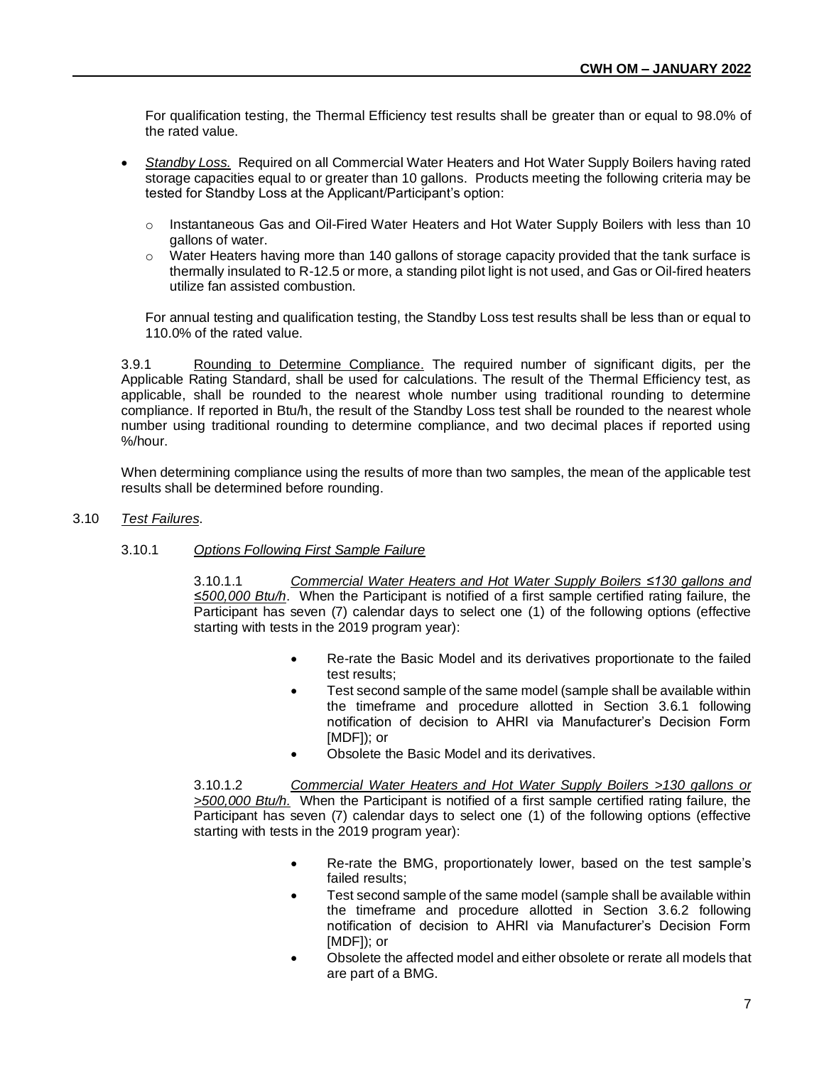For qualification testing, the Thermal Efficiency test results shall be greater than or equal to 98.0% of the rated value.

- *Standby Loss.* Required on all Commercial Water Heaters and Hot Water Supply Boilers having rated storage capacities equal to or greater than 10 gallons. Products meeting the following criteria may be tested for Standby Loss at the Applicant/Participant's option:
  - Instantaneous Gas and Oil-Fired Water Heaters and Hot Water Supply Boilers with less than 10 gallons of water.
  - Water Heaters having more than 140 gallons of storage capacity provided that the tank surface is thermally insulated to R-12.5 or more, a standing pilot light is not used, and Gas or Oil-fired heaters utilize fan assisted combustion.

  For annual testing and qualification testing, the Standby Loss test results shall be less than or equal to 110.0% of the rated value.

3.9.1 Rounding to Determine Compliance. The required number of significant digits, per the Applicable Rating Standard, shall be used for calculations. The result of the Thermal Efficiency test, as applicable, shall be rounded to the nearest whole number using traditional rounding to determine compliance. If reported in Btu/h, the result of the Standby Loss test shall be rounded to the nearest whole number using traditional rounding to determine compliance, and two decimal places if reported using %/hour.

When determining compliance using the results of more than two samples, the mean of the applicable test results shall be determined before rounding.

3.10 *Test Failures*.

3.10.1 *Options Following First Sample Failure*

3.10.1.1 *Commercial Water Heaters and Hot Water Supply Boilers ≤130 gallons and ≤500,000 Btu/h*. When the Participant is notified of a first sample certified rating failure, the Participant has seven (7) calendar days to select one (1) of the following options (effective starting with tests in the 2019 program year):

- Re-rate the Basic Model and its derivatives proportionate to the failed test results;
- Test second sample of the same model (sample shall be available within the timeframe and procedure allotted in Section 3.6.1 following notification of decision to AHRI via Manufacturer's Decision Form [MDF]); or
- Obsolete the Basic Model and its derivatives.

3.10.1.2 *Commercial Water Heaters and Hot Water Supply Boilers >130 gallons or >500,000 Btu/h.* When the Participant is notified of a first sample certified rating failure, the Participant has seven (7) calendar days to select one (1) of the following options (effective starting with tests in the 2019 program year):

- Re-rate the BMG, proportionately lower, based on the test sample's failed results;
- Test second sample of the same model (sample shall be available within the timeframe and procedure allotted in Section 3.6.2 following notification of decision to AHRI via Manufacturer's Decision Form [MDF]); or
- Obsolete the affected model and either obsolete or rerate all models that are part of a BMG.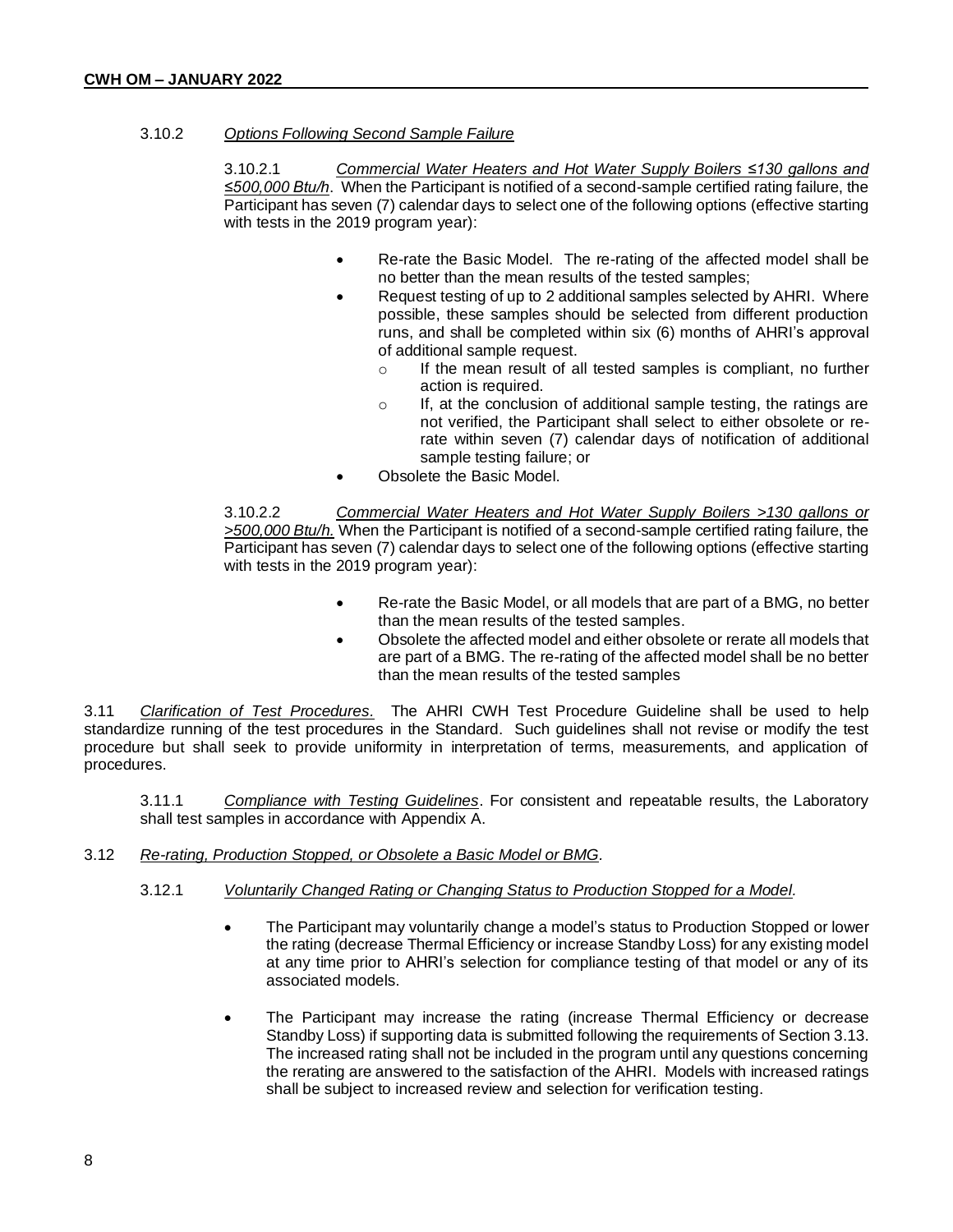3.10.2 *Options Following Second Sample Failure*

3.10.2.1 *Commercial Water Heaters and Hot Water Supply Boilers ≤130 gallons and ≤500,000 Btu/h*. When the Participant is notified of a second-sample certified rating failure, the Participant has seven (7) calendar days to select one of the following options (effective starting with tests in the 2019 program year):

- Re-rate the Basic Model. The re-rating of the affected model shall be no better than the mean results of the tested samples;
- Request testing of up to 2 additional samples selected by AHRI. Where possible, these samples should be selected from different production runs, and shall be completed within six (6) months of AHRI's approval of additional sample request.
  - If the mean result of all tested samples is compliant, no further action is required.
  - If, at the conclusion of additional sample testing, the ratings are not verified, the Participant shall select to either obsolete or re-rate within seven (7) calendar days of notification of additional sample testing failure; or
- Obsolete the Basic Model.

3.10.2.2 *Commercial Water Heaters and Hot Water Supply Boilers >130 gallons or >500,000 Btu/h.* When the Participant is notified of a second-sample certified rating failure, the Participant has seven (7) calendar days to select one of the following options (effective starting with tests in the 2019 program year):

- Re-rate the Basic Model, or all models that are part of a BMG, no better than the mean results of the tested samples.
- Obsolete the affected model and either obsolete or rerate all models that are part of a BMG. The re-rating of the affected model shall be no better than the mean results of the tested samples

3.11 *Clarification of Test Procedures*. The AHRI CWH Test Procedure Guideline shall be used to help standardize running of the test procedures in the Standard. Such guidelines shall not revise or modify the test procedure but shall seek to provide uniformity in interpretation of terms, measurements, and application of procedures.

3.11.1 *Compliance with Testing Guidelines*. For consistent and repeatable results, the Laboratory shall test samples in accordance with Appendix A.

3.12 *Re-rating, Production Stopped, or Obsolete a Basic Model or BMG.*

3.12.1 *Voluntarily Changed Rating or Changing Status to Production Stopped for a Model.*

- The Participant may voluntarily change a model's status to Production Stopped or lower the rating (decrease Thermal Efficiency or increase Standby Loss) for any existing model at any time prior to AHRI's selection for compliance testing of that model or any of its associated models.

- The Participant may increase the rating (increase Thermal Efficiency or decrease Standby Loss) if supporting data is submitted following the requirements of Section 3.13. The increased rating shall not be included in the program until any questions concerning the rerating are answered to the satisfaction of the AHRI. Models with increased ratings shall be subject to increased review and selection for verification testing.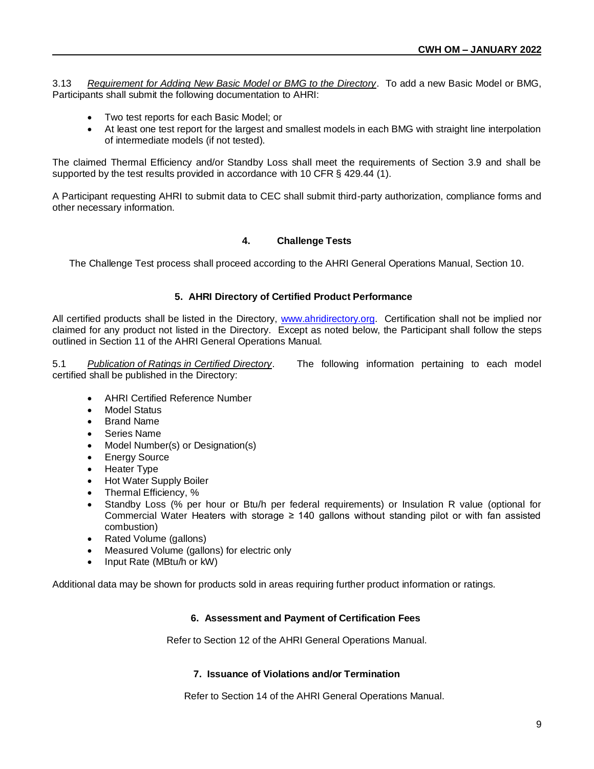3.13 *Requirement for Adding New Basic Model or BMG to the Directory*. To add a new Basic Model or BMG, Participants shall submit the following documentation to AHRI:

- Two test reports for each Basic Model; or
- At least one test report for the largest and smallest models in each BMG with straight line interpolation of intermediate models (if not tested).

The claimed Thermal Efficiency and/or Standby Loss shall meet the requirements of Section 3.9 and shall be supported by the test results provided in accordance with 10 CFR § 429.44 (1).

A Participant requesting AHRI to submit data to CEC shall submit third-party authorization, compliance forms and other necessary information.

## 4. Challenge Tests

The Challenge Test process shall proceed according to the AHRI General Operations Manual, Section 10.

## 5. AHRI Directory of Certified Product Performance

All certified products shall be listed in the Directory, www.ahridirectory.org. Certification shall not be implied nor claimed for any product not listed in the Directory. Except as noted below, the Participant shall follow the steps outlined in Section 11 of the AHRI General Operations Manual.

5.1 *Publication of Ratings in Certified Directory*. The following information pertaining to each model certified shall be published in the Directory:

- AHRI Certified Reference Number
- Model Status
- Brand Name
- Series Name
- Model Number(s) or Designation(s)
- Energy Source
- Heater Type
- Hot Water Supply Boiler
- Thermal Efficiency, %
- Standby Loss (% per hour or Btu/h per federal requirements) or Insulation R value (optional for Commercial Water Heaters with storage ≥ 140 gallons without standing pilot or with fan assisted combustion)
- Rated Volume (gallons)
- Measured Volume (gallons) for electric only
- Input Rate (MBtu/h or kW)

Additional data may be shown for products sold in areas requiring further product information or ratings.

## 6. Assessment and Payment of Certification Fees

Refer to Section 12 of the AHRI General Operations Manual.

## 7. Issuance of Violations and/or Termination

Refer to Section 14 of the AHRI General Operations Manual.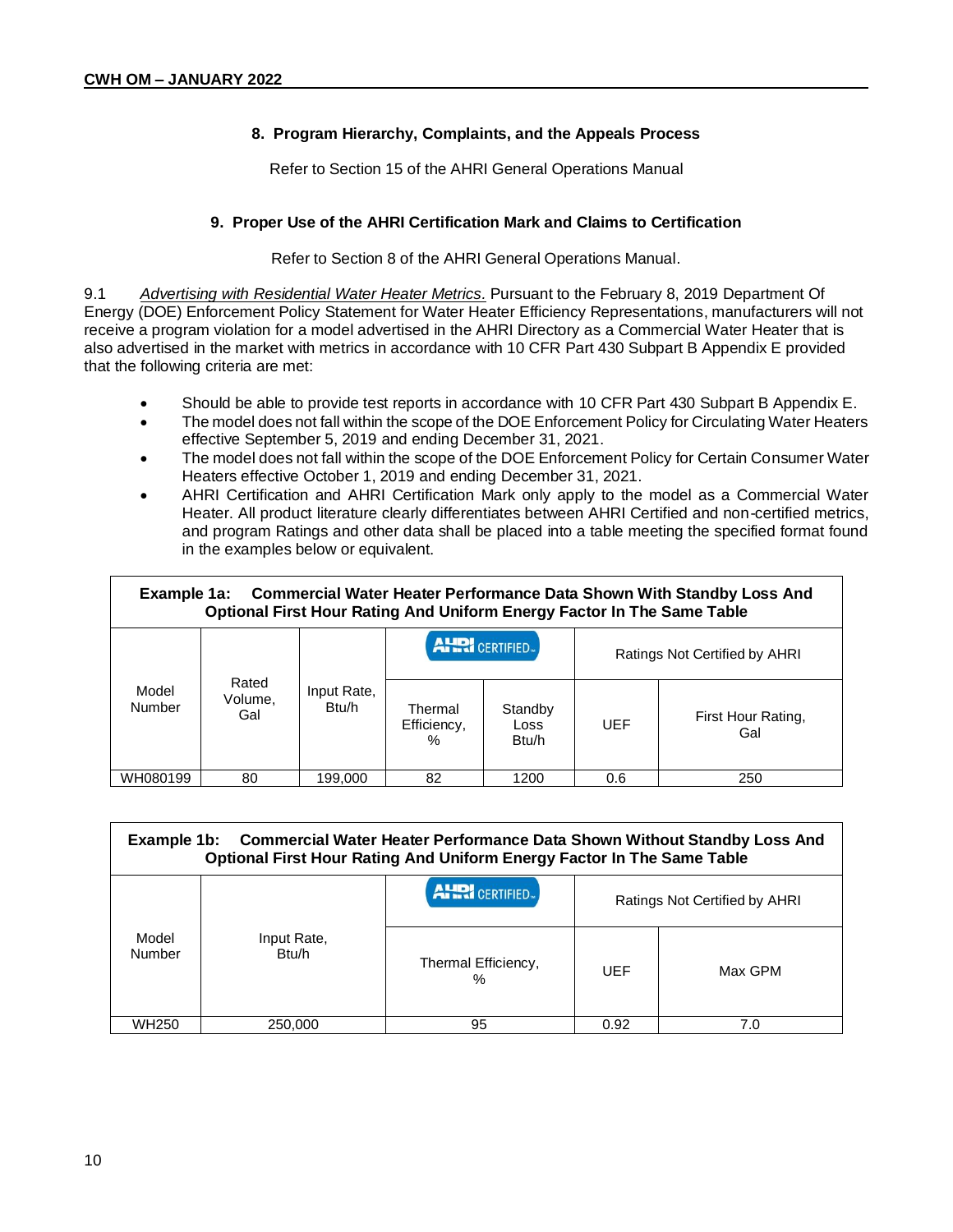## 8. Program Hierarchy, Complaints, and the Appeals Process

Refer to Section 15 of the AHRI General Operations Manual

## 9. Proper Use of the AHRI Certification Mark and Claims to Certification

Refer to Section 8 of the AHRI General Operations Manual.

9.1 *Advertising with Residential Water Heater Metrics.* Pursuant to the February 8, 2019 Department Of Energy (DOE) Enforcement Policy Statement for Water Heater Efficiency Representations, manufacturers will not receive a program violation for a model advertised in the AHRI Directory as a Commercial Water Heater that is also advertised in the market with metrics in accordance with 10 CFR Part 430 Subpart B Appendix E provided that the following criteria are met:

- Should be able to provide test reports in accordance with 10 CFR Part 430 Subpart B Appendix E.
- The model does not fall within the scope of the DOE Enforcement Policy for Circulating Water Heaters effective September 5, 2019 and ending December 31, 2021.
- The model does not fall within the scope of the DOE Enforcement Policy for Certain Consumer Water Heaters effective October 1, 2019 and ending December 31, 2021.
- AHRI Certification and AHRI Certification Mark only apply to the model as a Commercial Water Heater. All product literature clearly differentiates between AHRI Certified and non-certified metrics, and program Ratings and other data shall be placed into a table meeting the specified format found in the examples below or equivalent.

**Example 1a: Commercial Water Heater Performance Data Shown With Standby Loss And Optional First Hour Rating And Uniform Energy Factor In The Same Table**

| Model Number | Rated Volume, Gal | Input Rate, Btu/h | AHRI CERTIFIED | | Ratings Not Certified by AHRI | |
|---|---|---|---|---|---|---|
| | | | Thermal Efficiency, % | Standby Loss Btu/h | UEF | First Hour Rating, Gal |
| WH080199 | 80 | 199,000 | 82 | 1200 | 0.6 | 250 |

**Example 1b: Commercial Water Heater Performance Data Shown Without Standby Loss And Optional First Hour Rating And Uniform Energy Factor In The Same Table**

| Model Number | Input Rate, Btu/h | AHRI CERTIFIED | Ratings Not Certified by AHRI | |
|---|---|---|---|---|
| | | Thermal Efficiency, % | UEF | Max GPM |
| WH250 | 250,000 | 95 | 0.92 | 7.0 |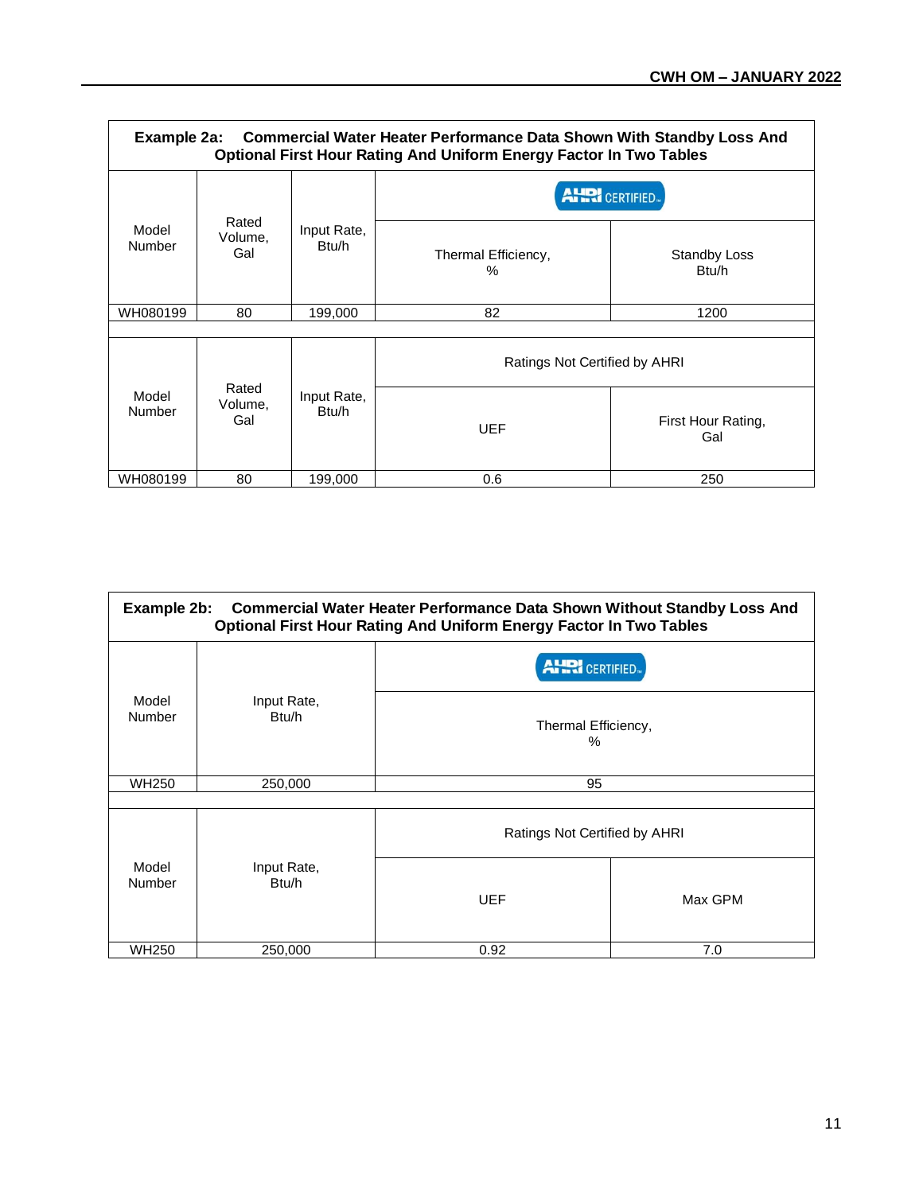**Example 2a: Commercial Water Heater Performance Data Shown With Standby Loss And Optional First Hour Rating And Uniform Energy Factor In Two Tables**

| Model Number | Rated Volume, Gal | Input Rate, Btu/h | AHRI CERTIFIED | |
|---|---|---|---|---|
| | | | Thermal Efficiency, % | Standby Loss Btu/h |
| WH080199 | 80 | 199,000 | 82 | 1200 |

| Model Number | Rated Volume, Gal | Input Rate, Btu/h | Ratings Not Certified by AHRI | |
|---|---|---|---|---|
| | | | UEF | First Hour Rating, Gal |
| WH080199 | 80 | 199,000 | 0.6 | 250 |

**Example 2b: Commercial Water Heater Performance Data Shown Without Standby Loss And Optional First Hour Rating And Uniform Energy Factor In Two Tables**

| Model Number | Input Rate, Btu/h | AHRI CERTIFIED |
|---|---|---|
| | | Thermal Efficiency, % |
| WH250 | 250,000 | 95 |

| Model Number | Input Rate, Btu/h | Ratings Not Certified by AHRI | |
|---|---|---|---|
| | | UEF | Max GPM |
| WH250 | 250,000 | 0.92 | 7.0 |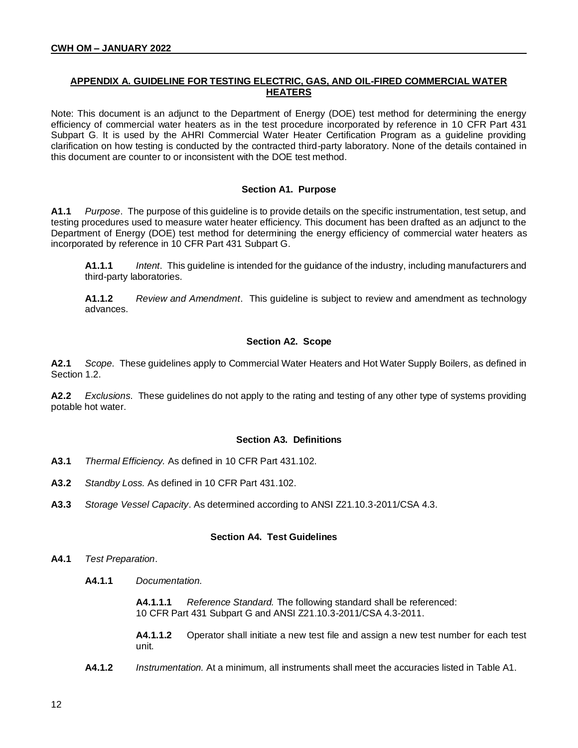## APPENDIX A. GUIDELINE FOR TESTING ELECTRIC, GAS, AND OIL-FIRED COMMERCIAL WATER HEATERS

Note: This document is an adjunct to the Department of Energy (DOE) test method for determining the energy efficiency of commercial water heaters as in the test procedure incorporated by reference in 10 CFR Part 431 Subpart G. It is used by the AHRI Commercial Water Heater Certification Program as a guideline providing clarification on how testing is conducted by the contracted third-party laboratory. None of the details contained in this document are counter to or inconsistent with the DOE test method.

### Section A1. Purpose

**A1.1** *Purpose*. The purpose of this guideline is to provide details on the specific instrumentation, test setup, and testing procedures used to measure water heater efficiency. This document has been drafted as an adjunct to the Department of Energy (DOE) test method for determining the energy efficiency of commercial water heaters as incorporated by reference in 10 CFR Part 431 Subpart G.

**A1.1.1** *Intent*. This guideline is intended for the guidance of the industry, including manufacturers and third-party laboratories.

**A1.1.2** *Review and Amendment*. This guideline is subject to review and amendment as technology advances.

### Section A2. Scope

**A2.1** *Scope*. These guidelines apply to Commercial Water Heaters and Hot Water Supply Boilers, as defined in Section 1.2.

**A2.2** *Exclusions*. These guidelines do not apply to the rating and testing of any other type of systems providing potable hot water.

### Section A3. Definitions

**A3.1** *Thermal Efficiency.* As defined in 10 CFR Part 431.102.

**A3.2** *Standby Loss.* As defined in 10 CFR Part 431.102.

**A3.3** *Storage Vessel Capacity*. As determined according to ANSI Z21.10.3-2011/CSA 4.3.

### Section A4. Test Guidelines

**A4.1** *Test Preparation*.

**A4.1.1** *Documentation.*

**A4.1.1.1** *Reference Standard.* The following standard shall be referenced: 10 CFR Part 431 Subpart G and ANSI Z21.10.3-2011/CSA 4.3-2011.

**A4.1.1.2** Operator shall initiate a new test file and assign a new test number for each test unit.

**A4.1.2** *Instrumentation.* At a minimum, all instruments shall meet the accuracies listed in Table A1.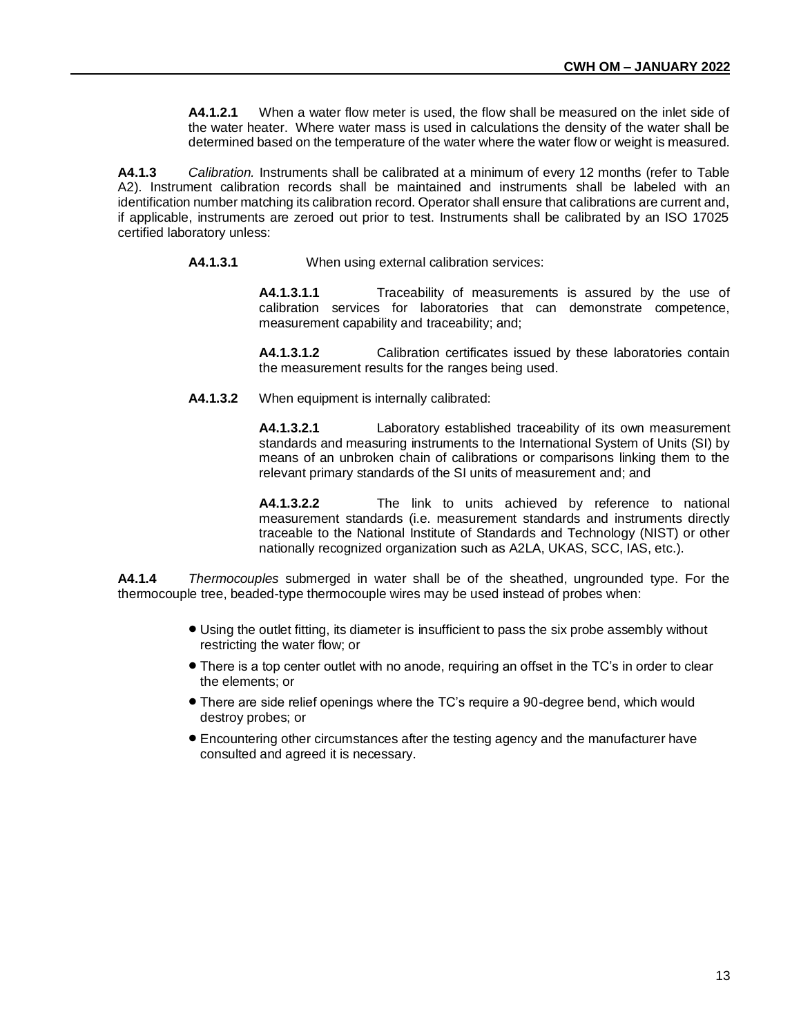**A4.1.2.1** When a water flow meter is used, the flow shall be measured on the inlet side of the water heater. Where water mass is used in calculations the density of the water shall be determined based on the temperature of the water where the water flow or weight is measured.

**A4.1.3** *Calibration.* Instruments shall be calibrated at a minimum of every 12 months (refer to Table A2). Instrument calibration records shall be maintained and instruments shall be labeled with an identification number matching its calibration record. Operator shall ensure that calibrations are current and, if applicable, instruments are zeroed out prior to test. Instruments shall be calibrated by an ISO 17025 certified laboratory unless:

**A4.1.3.1** When using external calibration services:

**A4.1.3.1.1** Traceability of measurements is assured by the use of calibration services for laboratories that can demonstrate competence, measurement capability and traceability; and;

**A4.1.3.1.2** Calibration certificates issued by these laboratories contain the measurement results for the ranges being used.

**A4.1.3.2** When equipment is internally calibrated:

**A4.1.3.2.1** Laboratory established traceability of its own measurement standards and measuring instruments to the International System of Units (SI) by means of an unbroken chain of calibrations or comparisons linking them to the relevant primary standards of the SI units of measurement and; and

**A4.1.3.2.2** The link to units achieved by reference to national measurement standards (i.e. measurement standards and instruments directly traceable to the National Institute of Standards and Technology (NIST) or other nationally recognized organization such as A2LA, UKAS, SCC, IAS, etc.).

**A4.1.4** *Thermocouples* submerged in water shall be of the sheathed, ungrounded type. For the thermocouple tree, beaded-type thermocouple wires may be used instead of probes when:

- Using the outlet fitting, its diameter is insufficient to pass the six probe assembly without restricting the water flow; or
- There is a top center outlet with no anode, requiring an offset in the TC's in order to clear the elements; or
- There are side relief openings where the TC's require a 90-degree bend, which would destroy probes; or
- Encountering other circumstances after the testing agency and the manufacturer have consulted and agreed it is necessary.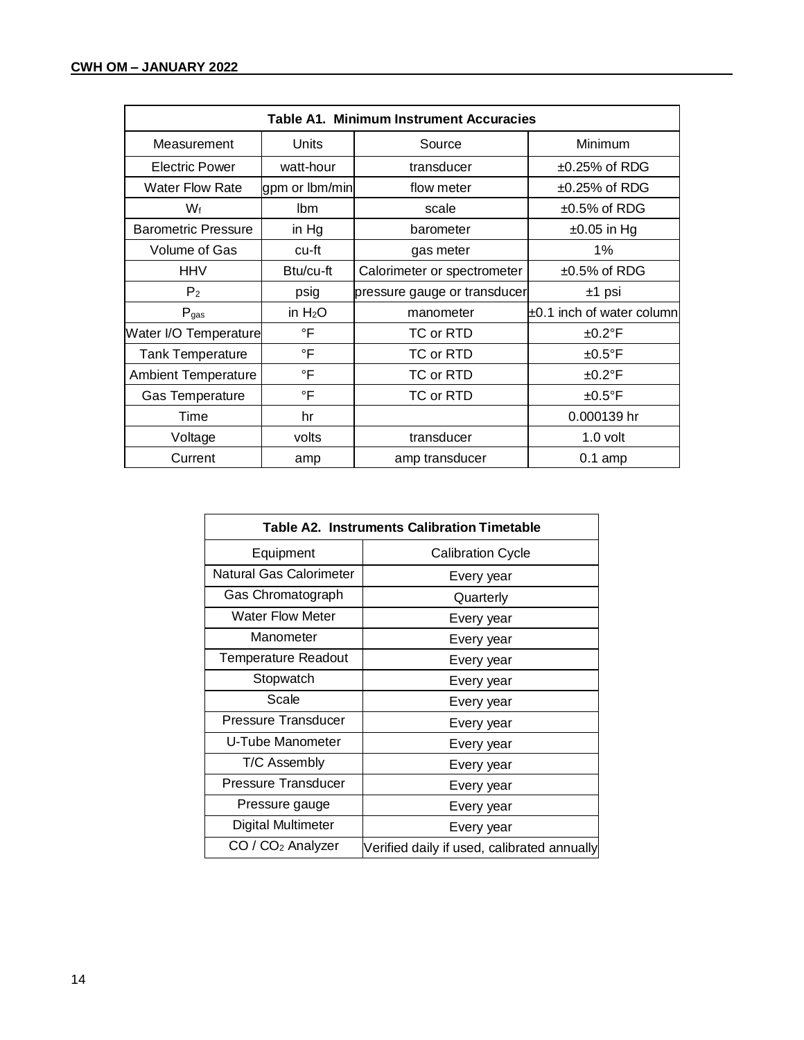| Table A1. Minimum Instrument Accuracies | | | |
|---|---|---|---|
| Measurement | Units | Source | Minimum |
| Electric Power | watt-hour | transducer | ±0.25% of RDG |
| Water Flow Rate | gpm or lbm/min | flow meter | ±0.25% of RDG |
| $W_f$ | lbm | scale | ±0.5% of RDG |
| Barometric Pressure | in Hg | barometer | ±0.05 in Hg |
| Volume of Gas | cu-ft | gas meter | 1% |
| HHV | Btu/cu-ft | Calorimeter or spectrometer | ±0.5% of RDG |
| $P_2$ | psig | pressure gauge or transducer | ±1 psi |
| $P_{gas}$ | in $H_2O$ | manometer | ±0.1 inch of water column |
| Water I/O Temperature | °F | TC or RTD | ±0.2°F |
| Tank Temperature | °F | TC or RTD | ±0.5°F |
| Ambient Temperature | °F | TC or RTD | ±0.2°F |
| Gas Temperature | °F | TC or RTD | ±0.5°F |
| Time | hr | | 0.000139 hr |
| Voltage | volts | transducer | 1.0 volt |
| Current | amp | amp transducer | 0.1 amp |

| Table A2. Instruments Calibration Timetable | |
|---|---|
| Equipment | Calibration Cycle |
| Natural Gas Calorimeter | Every year |
| Gas Chromatograph | Quarterly |
| Water Flow Meter | Every year |
| Manometer | Every year |
| Temperature Readout | Every year |
| Stopwatch | Every year |
| Scale | Every year |
| Pressure Transducer | Every year |
| U-Tube Manometer | Every year |
| T/C Assembly | Every year |
| Pressure Transducer | Every year |
| Pressure gauge | Every year |
| Digital Multimeter | Every year |
| CO / $CO_2$ Analyzer | Verified daily if used, calibrated annually |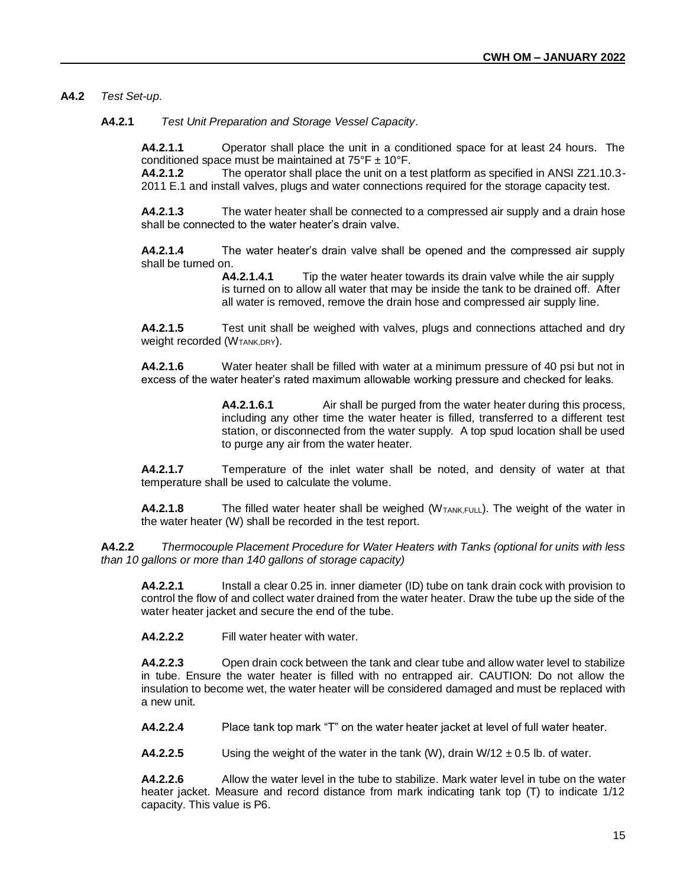**A4.2** *Test Set-up*.

**A4.2.1** *Test Unit Preparation and Storage Vessel Capacity*.

**A4.2.1.1** Operator shall place the unit in a conditioned space for at least 24 hours. The conditioned space must be maintained at 75°F ± 10°F.

**A4.2.1.2** The operator shall place the unit on a test platform as specified in ANSI Z21.10.3-2011 E.1 and install valves, plugs and water connections required for the storage capacity test.

**A4.2.1.3** The water heater shall be connected to a compressed air supply and a drain hose shall be connected to the water heater's drain valve.

**A4.2.1.4** The water heater's drain valve shall be opened and the compressed air supply shall be turned on.

**A4.2.1.4.1** Tip the water heater towards its drain valve while the air supply is turned on to allow all water that may be inside the tank to be drained off. After all water is removed, remove the drain hose and compressed air supply line.

**A4.2.1.5** Test unit shall be weighed with valves, plugs and connections attached and dry weight recorded ($W_{TANK,DRY}$).

**A4.2.1.6** Water heater shall be filled with water at a minimum pressure of 40 psi but not in excess of the water heater's rated maximum allowable working pressure and checked for leaks.

**A4.2.1.6.1** Air shall be purged from the water heater during this process, including any other time the water heater is filled, transferred to a different test station, or disconnected from the water supply. A top spud location shall be used to purge any air from the water heater.

**A4.2.1.7** Temperature of the inlet water shall be noted, and density of water at that temperature shall be used to calculate the volume.

**A4.2.1.8** The filled water heater shall be weighed ($W_{TANK,FULL}$). The weight of the water in the water heater (W) shall be recorded in the test report.

**A4.2.2** *Thermocouple Placement Procedure for Water Heaters with Tanks (optional for units with less than 10 gallons or more than 140 gallons of storage capacity)*

**A4.2.2.1** Install a clear 0.25 in. inner diameter (ID) tube on tank drain cock with provision to control the flow of and collect water drained from the water heater. Draw the tube up the side of the water heater jacket and secure the end of the tube.

**A4.2.2.2** Fill water heater with water.

**A4.2.2.3** Open drain cock between the tank and clear tube and allow water level to stabilize in tube. Ensure the water heater is filled with no entrapped air. CAUTION: Do not allow the insulation to become wet, the water heater will be considered damaged and must be replaced with a new unit.

**A4.2.2.4** Place tank top mark "T" on the water heater jacket at level of full water heater.

**A4.2.2.5** Using the weight of the water in the tank (W), drain $W/12 \pm 0.5$ lb. of water.

**A4.2.2.6** Allow the water level in the tube to stabilize. Mark water level in tube on the water heater jacket. Measure and record distance from mark indicating tank top (T) to indicate 1/12 capacity. This value is P6.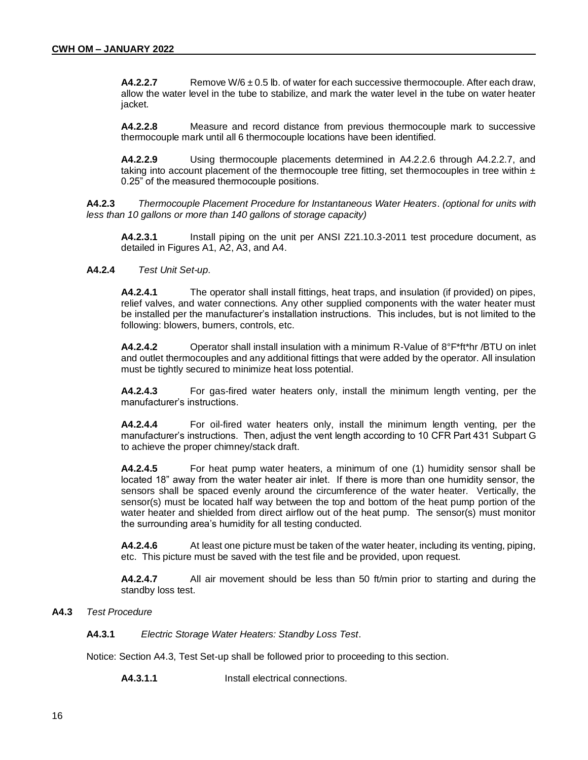**A4.2.2.7** Remove W/6 ± 0.5 lb. of water for each successive thermocouple. After each draw, allow the water level in the tube to stabilize, and mark the water level in the tube on water heater jacket.

**A4.2.2.8** Measure and record distance from previous thermocouple mark to successive thermocouple mark until all 6 thermocouple locations have been identified.

**A4.2.2.9** Using thermocouple placements determined in A4.2.2.6 through A4.2.2.7, and taking into account placement of the thermocouple tree fitting, set thermocouples in tree within ± 0.25" of the measured thermocouple positions.

**A4.2.3** *Thermocouple Placement Procedure for Instantaneous Water Heaters. (optional for units with less than 10 gallons or more than 140 gallons of storage capacity)*

**A4.2.3.1** Install piping on the unit per ANSI Z21.10.3-2011 test procedure document, as detailed in Figures A1, A2, A3, and A4.

**A4.2.4** *Test Unit Set-up.*

**A4.2.4.1** The operator shall install fittings, heat traps, and insulation (if provided) on pipes, relief valves, and water connections. Any other supplied components with the water heater must be installed per the manufacturer's installation instructions. This includes, but is not limited to the following: blowers, burners, controls, etc.

**A4.2.4.2** Operator shall install insulation with a minimum R-Value of 8°F*ft*hr /BTU on inlet and outlet thermocouples and any additional fittings that were added by the operator. All insulation must be tightly secured to minimize heat loss potential.

**A4.2.4.3** For gas-fired water heaters only, install the minimum length venting, per the manufacturer's instructions.

**A4.2.4.4** For oil-fired water heaters only, install the minimum length venting, per the manufacturer's instructions. Then, adjust the vent length according to 10 CFR Part 431 Subpart G to achieve the proper chimney/stack draft.

**A4.2.4.5** For heat pump water heaters, a minimum of one (1) humidity sensor shall be located 18" away from the water heater air inlet. If there is more than one humidity sensor, the sensors shall be spaced evenly around the circumference of the water heater. Vertically, the sensor(s) must be located half way between the top and bottom of the heat pump portion of the water heater and shielded from direct airflow out of the heat pump. The sensor(s) must monitor the surrounding area's humidity for all testing conducted.

**A4.2.4.6** At least one picture must be taken of the water heater, including its venting, piping, etc. This picture must be saved with the test file and be provided, upon request.

**A4.2.4.7** All air movement should be less than 50 ft/min prior to starting and during the standby loss test.

**A4.3** *Test Procedure*

**A4.3.1** *Electric Storage Water Heaters: Standby Loss Test.*

Notice: Section A4.3, Test Set-up shall be followed prior to proceeding to this section.

**A4.3.1.1** Install electrical connections.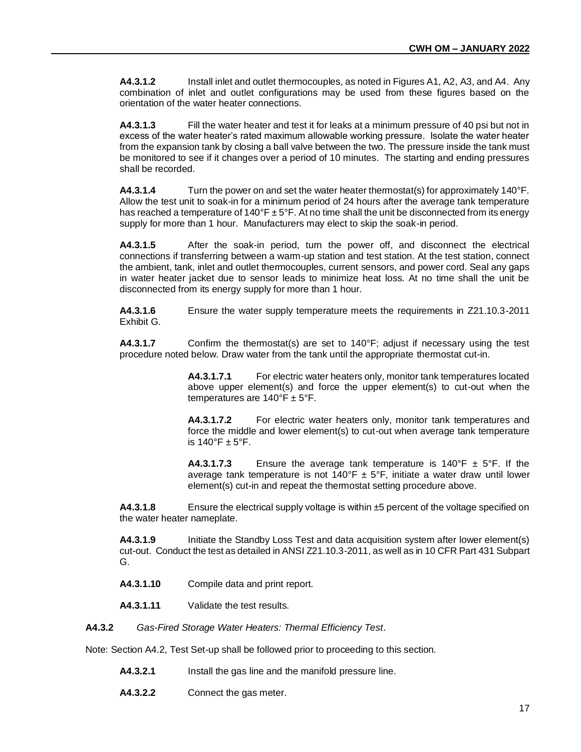**A4.3.1.2** Install inlet and outlet thermocouples, as noted in Figures A1, A2, A3, and A4. Any combination of inlet and outlet configurations may be used from these figures based on the orientation of the water heater connections.

**A4.3.1.3** Fill the water heater and test it for leaks at a minimum pressure of 40 psi but not in excess of the water heater's rated maximum allowable working pressure. Isolate the water heater from the expansion tank by closing a ball valve between the two. The pressure inside the tank must be monitored to see if it changes over a period of 10 minutes. The starting and ending pressures shall be recorded.

**A4.3.1.4** Turn the power on and set the water heater thermostat(s) for approximately 140°F. Allow the test unit to soak-in for a minimum period of 24 hours after the average tank temperature has reached a temperature of 140°F ± 5°F. At no time shall the unit be disconnected from its energy supply for more than 1 hour. Manufacturers may elect to skip the soak-in period.

**A4.3.1.5** After the soak-in period, turn the power off, and disconnect the electrical connections if transferring between a warm-up station and test station. At the test station, connect the ambient, tank, inlet and outlet thermocouples, current sensors, and power cord. Seal any gaps in water heater jacket due to sensor leads to minimize heat loss. At no time shall the unit be disconnected from its energy supply for more than 1 hour.

**A4.3.1.6** Ensure the water supply temperature meets the requirements in Z21.10.3-2011 Exhibit G.

**A4.3.1.7** Confirm the thermostat(s) are set to 140°F; adjust if necessary using the test procedure noted below. Draw water from the tank until the appropriate thermostat cut-in.

> **A4.3.1.7.1** For electric water heaters only, monitor tank temperatures located above upper element(s) and force the upper element(s) to cut-out when the temperatures are 140°F ± 5°F.
>
> **A4.3.1.7.2** For electric water heaters only, monitor tank temperatures and force the middle and lower element(s) to cut-out when average tank temperature is 140°F ± 5°F.
>
> **A4.3.1.7.3** Ensure the average tank temperature is 140°F ± 5°F. If the average tank temperature is not 140°F ± 5°F, initiate a water draw until lower element(s) cut-in and repeat the thermostat setting procedure above.

**A4.3.1.8** Ensure the electrical supply voltage is within ±5 percent of the voltage specified on the water heater nameplate.

**A4.3.1.9** Initiate the Standby Loss Test and data acquisition system after lower element(s) cut-out. Conduct the test as detailed in ANSI Z21.10.3-2011, as well as in 10 CFR Part 431 Subpart G.

**A4.3.1.10** Compile data and print report.

**A4.3.1.11** Validate the test results.

**A4.3.2** *Gas-Fired Storage Water Heaters: Thermal Efficiency Test*.

Note: Section A4.2, Test Set-up shall be followed prior to proceeding to this section.

**A4.3.2.1** Install the gas line and the manifold pressure line.

**A4.3.2.2** Connect the gas meter.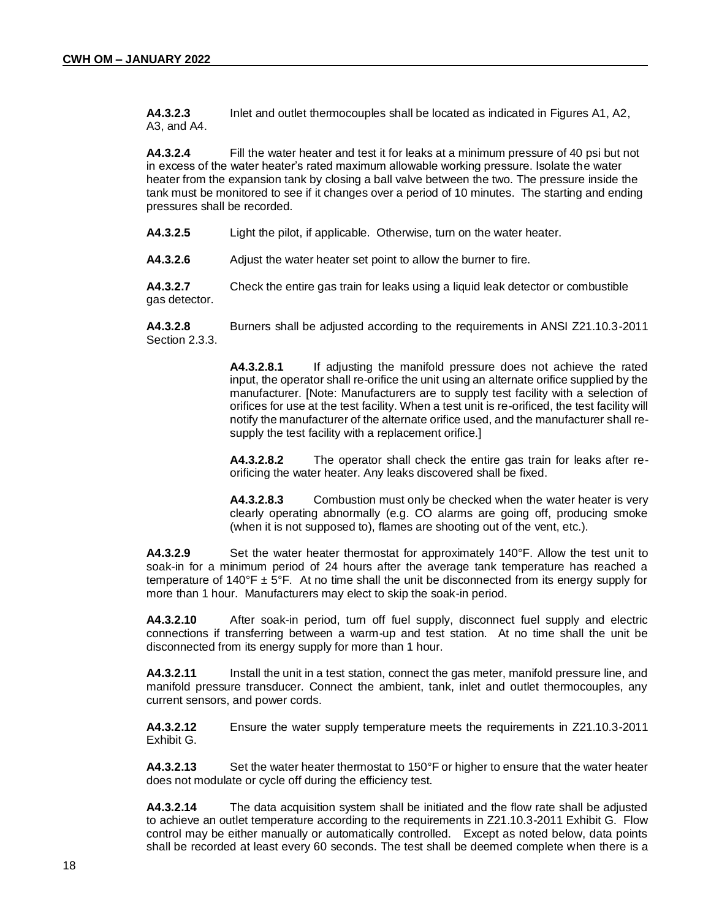**A4.3.2.3** Inlet and outlet thermocouples shall be located as indicated in Figures A1, A2, A3, and A4.

**A4.3.2.4** Fill the water heater and test it for leaks at a minimum pressure of 40 psi but not in excess of the water heater's rated maximum allowable working pressure. Isolate the water heater from the expansion tank by closing a ball valve between the two. The pressure inside the tank must be monitored to see if it changes over a period of 10 minutes. The starting and ending pressures shall be recorded.

**A4.3.2.5** Light the pilot, if applicable. Otherwise, turn on the water heater.

**A4.3.2.6** Adjust the water heater set point to allow the burner to fire.

**A4.3.2.7** Check the entire gas train for leaks using a liquid leak detector or combustible gas detector.

**A4.3.2.8** Burners shall be adjusted according to the requirements in ANSI Z21.10.3-2011 Section 2.3.3.

> **A4.3.2.8.1** If adjusting the manifold pressure does not achieve the rated input, the operator shall re-orifice the unit using an alternate orifice supplied by the manufacturer. [Note: Manufacturers are to supply test facility with a selection of orifices for use at the test facility. When a test unit is re-orificed, the test facility will notify the manufacturer of the alternate orifice used, and the manufacturer shall re-supply the test facility with a replacement orifice.]
>
> **A4.3.2.8.2** The operator shall check the entire gas train for leaks after re-orificing the water heater. Any leaks discovered shall be fixed.
>
> **A4.3.2.8.3** Combustion must only be checked when the water heater is very clearly operating abnormally (e.g. CO alarms are going off, producing smoke (when it is not supposed to), flames are shooting out of the vent, etc.).

**A4.3.2.9** Set the water heater thermostat for approximately 140°F. Allow the test unit to soak-in for a minimum period of 24 hours after the average tank temperature has reached a temperature of 140°F ± 5°F. At no time shall the unit be disconnected from its energy supply for more than 1 hour. Manufacturers may elect to skip the soak-in period.

**A4.3.2.10** After soak-in period, turn off fuel supply, disconnect fuel supply and electric connections if transferring between a warm-up and test station. At no time shall the unit be disconnected from its energy supply for more than 1 hour.

**A4.3.2.11** Install the unit in a test station, connect the gas meter, manifold pressure line, and manifold pressure transducer. Connect the ambient, tank, inlet and outlet thermocouples, any current sensors, and power cords.

**A4.3.2.12** Ensure the water supply temperature meets the requirements in Z21.10.3-2011 Exhibit G.

**A4.3.2.13** Set the water heater thermostat to 150°F or higher to ensure that the water heater does not modulate or cycle off during the efficiency test.

**A4.3.2.14** The data acquisition system shall be initiated and the flow rate shall be adjusted to achieve an outlet temperature according to the requirements in Z21.10.3-2011 Exhibit G. Flow control may be either manually or automatically controlled. Except as noted below, data points shall be recorded at least every 60 seconds. The test shall be deemed complete when there is a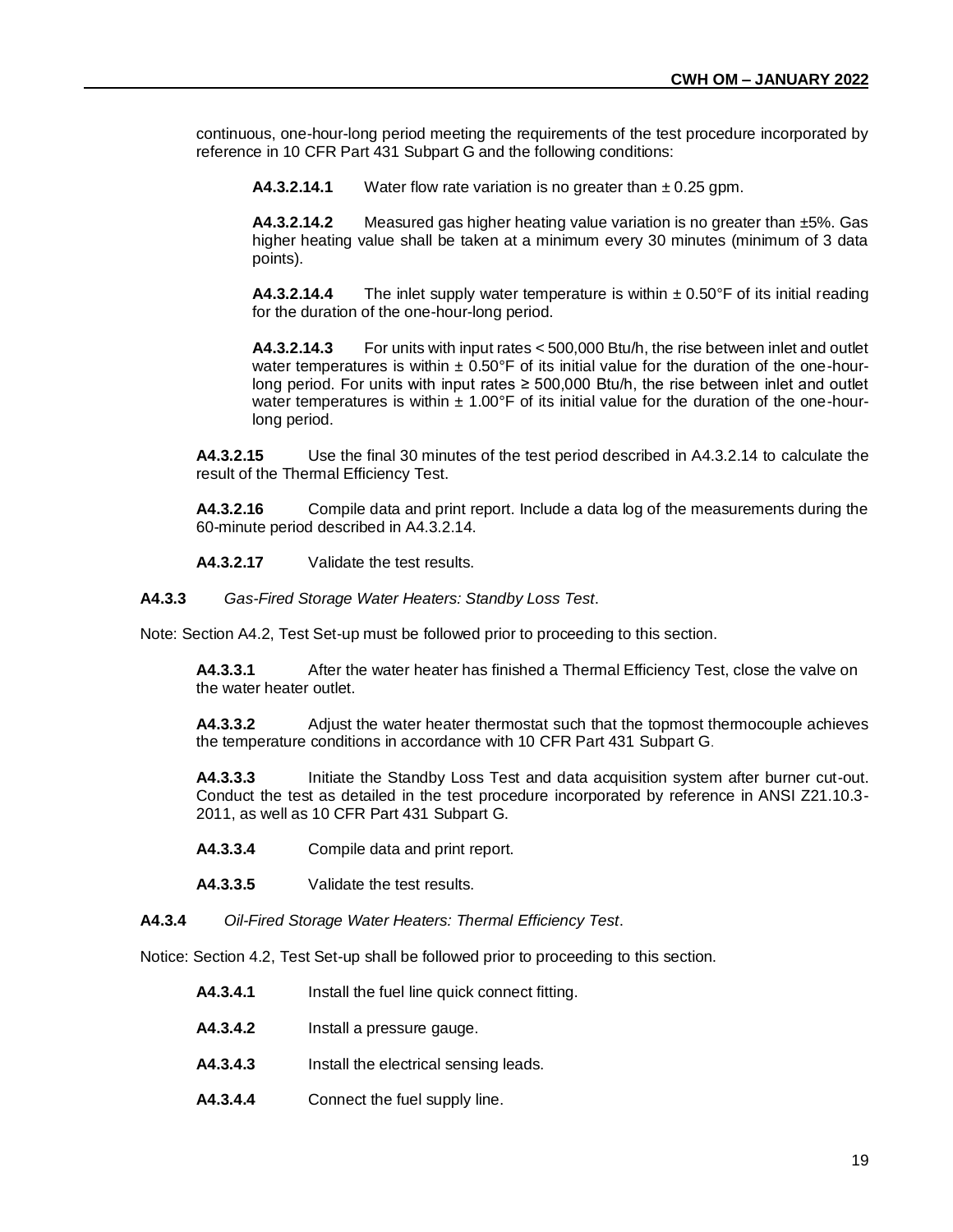continuous, one-hour-long period meeting the requirements of the test procedure incorporated by reference in 10 CFR Part 431 Subpart G and the following conditions:

**A4.3.2.14.1** Water flow rate variation is no greater than ± 0.25 gpm.

**A4.3.2.14.2** Measured gas higher heating value variation is no greater than ±5%. Gas higher heating value shall be taken at a minimum every 30 minutes (minimum of 3 data points).

**A4.3.2.14.4** The inlet supply water temperature is within ± 0.50°F of its initial reading for the duration of the one-hour-long period.

**A4.3.2.14.3** For units with input rates < 500,000 Btu/h, the rise between inlet and outlet water temperatures is within ± 0.50°F of its initial value for the duration of the one-hour-long period. For units with input rates ≥ 500,000 Btu/h, the rise between inlet and outlet water temperatures is within ± 1.00°F of its initial value for the duration of the one-hour-long period.

**A4.3.2.15** Use the final 30 minutes of the test period described in A4.3.2.14 to calculate the result of the Thermal Efficiency Test.

**A4.3.2.16** Compile data and print report. Include a data log of the measurements during the 60-minute period described in A4.3.2.14.

**A4.3.2.17** Validate the test results.

**A4.3.3** *Gas-Fired Storage Water Heaters: Standby Loss Test*.

Note: Section A4.2, Test Set-up must be followed prior to proceeding to this section.

**A4.3.3.1** After the water heater has finished a Thermal Efficiency Test, close the valve on the water heater outlet.

**A4.3.3.2** Adjust the water heater thermostat such that the topmost thermocouple achieves the temperature conditions in accordance with 10 CFR Part 431 Subpart G.

**A4.3.3.3** Initiate the Standby Loss Test and data acquisition system after burner cut-out. Conduct the test as detailed in the test procedure incorporated by reference in ANSI Z21.10.3-2011, as well as 10 CFR Part 431 Subpart G.

**A4.3.3.4** Compile data and print report.

**A4.3.3.5** Validate the test results.

**A4.3.4** *Oil-Fired Storage Water Heaters: Thermal Efficiency Test*.

Notice: Section 4.2, Test Set-up shall be followed prior to proceeding to this section.

**A4.3.4.1** Install the fuel line quick connect fitting.

**A4.3.4.2** Install a pressure gauge.

**A4.3.4.3** Install the electrical sensing leads.

**A4.3.4.4** Connect the fuel supply line.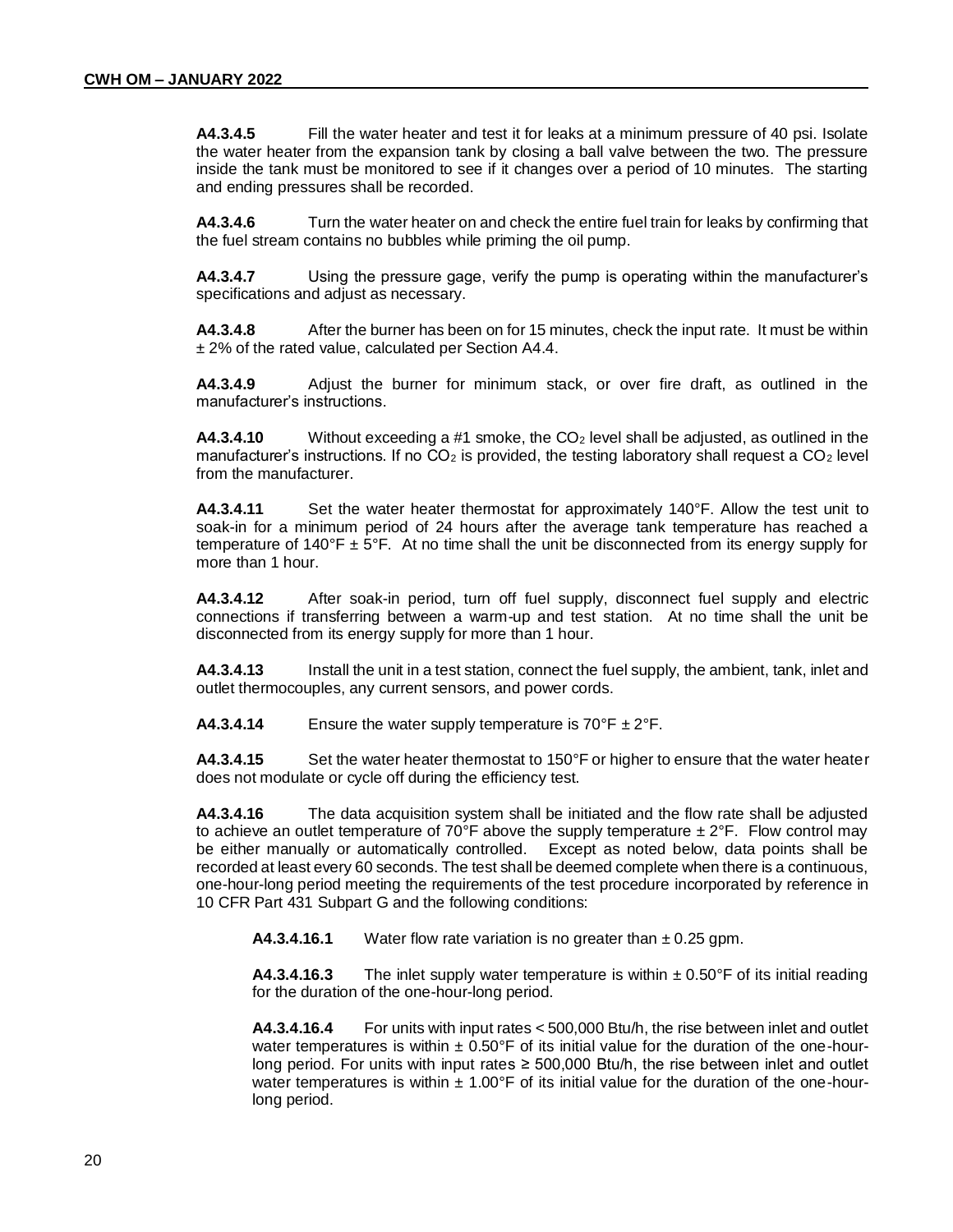**A4.3.4.5** Fill the water heater and test it for leaks at a minimum pressure of 40 psi. Isolate the water heater from the expansion tank by closing a ball valve between the two. The pressure inside the tank must be monitored to see if it changes over a period of 10 minutes. The starting and ending pressures shall be recorded.

**A4.3.4.6** Turn the water heater on and check the entire fuel train for leaks by confirming that the fuel stream contains no bubbles while priming the oil pump.

**A4.3.4.7** Using the pressure gage, verify the pump is operating within the manufacturer's specifications and adjust as necessary.

**A4.3.4.8** After the burner has been on for 15 minutes, check the input rate. It must be within ± 2% of the rated value, calculated per Section A4.4.

**A4.3.4.9** Adjust the burner for minimum stack, or over fire draft, as outlined in the manufacturer's instructions.

**A4.3.4.10** Without exceeding a #1 smoke, the $CO_2$ level shall be adjusted, as outlined in the manufacturer's instructions. If no $CO_2$ is provided, the testing laboratory shall request a $CO_2$ level from the manufacturer.

**A4.3.4.11** Set the water heater thermostat for approximately 140°F. Allow the test unit to soak-in for a minimum period of 24 hours after the average tank temperature has reached a temperature of 140°F ± 5°F. At no time shall the unit be disconnected from its energy supply for more than 1 hour.

**A4.3.4.12** After soak-in period, turn off fuel supply, disconnect fuel supply and electric connections if transferring between a warm-up and test station. At no time shall the unit be disconnected from its energy supply for more than 1 hour.

**A4.3.4.13** Install the unit in a test station, connect the fuel supply, the ambient, tank, inlet and outlet thermocouples, any current sensors, and power cords.

**A4.3.4.14** Ensure the water supply temperature is 70°F ± 2°F.

**A4.3.4.15** Set the water heater thermostat to 150°F or higher to ensure that the water heater does not modulate or cycle off during the efficiency test.

**A4.3.4.16** The data acquisition system shall be initiated and the flow rate shall be adjusted to achieve an outlet temperature of 70°F above the supply temperature ± 2°F. Flow control may be either manually or automatically controlled. Except as noted below, data points shall be recorded at least every 60 seconds. The test shall be deemed complete when there is a continuous, one-hour-long period meeting the requirements of the test procedure incorporated by reference in 10 CFR Part 431 Subpart G and the following conditions:

**A4.3.4.16.1** Water flow rate variation is no greater than ± 0.25 gpm.

**A4.3.4.16.3** The inlet supply water temperature is within ± 0.50°F of its initial reading for the duration of the one-hour-long period.

**A4.3.4.16.4** For units with input rates < 500,000 Btu/h, the rise between inlet and outlet water temperatures is within ± 0.50°F of its initial value for the duration of the one-hour-long period. For units with input rates ≥ 500,000 Btu/h, the rise between inlet and outlet water temperatures is within ± 1.00°F of its initial value for the duration of the one-hour-long period.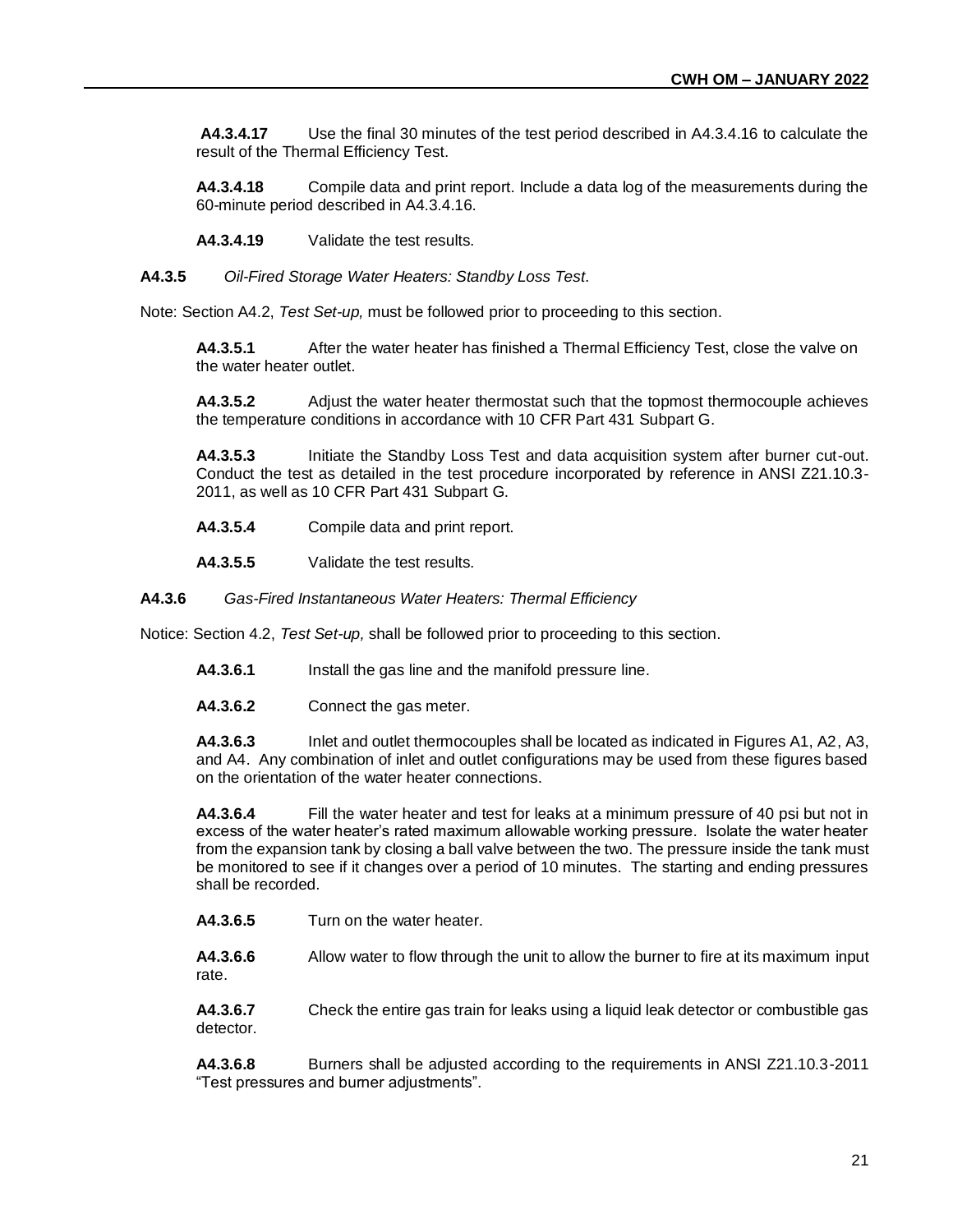**A4.3.4.17** Use the final 30 minutes of the test period described in A4.3.4.16 to calculate the result of the Thermal Efficiency Test.

**A4.3.4.18** Compile data and print report. Include a data log of the measurements during the 60-minute period described in A4.3.4.16.

**A4.3.4.19** Validate the test results.

**A4.3.5** *Oil-Fired Storage Water Heaters: Standby Loss Test.*

Note: Section A4.2, *Test Set-up,* must be followed prior to proceeding to this section.

**A4.3.5.1** After the water heater has finished a Thermal Efficiency Test, close the valve on the water heater outlet.

**A4.3.5.2** Adjust the water heater thermostat such that the topmost thermocouple achieves the temperature conditions in accordance with 10 CFR Part 431 Subpart G.

**A4.3.5.3** Initiate the Standby Loss Test and data acquisition system after burner cut-out. Conduct the test as detailed in the test procedure incorporated by reference in ANSI Z21.10.3-2011, as well as 10 CFR Part 431 Subpart G.

**A4.3.5.4** Compile data and print report.

**A4.3.5.5** Validate the test results.

**A4.3.6** *Gas-Fired Instantaneous Water Heaters: Thermal Efficiency*

Notice: Section 4.2, *Test Set-up,* shall be followed prior to proceeding to this section.

**A4.3.6.1** Install the gas line and the manifold pressure line.

**A4.3.6.2** Connect the gas meter.

**A4.3.6.3** Inlet and outlet thermocouples shall be located as indicated in Figures A1, A2, A3, and A4. Any combination of inlet and outlet configurations may be used from these figures based on the orientation of the water heater connections.

**A4.3.6.4** Fill the water heater and test for leaks at a minimum pressure of 40 psi but not in excess of the water heater's rated maximum allowable working pressure. Isolate the water heater from the expansion tank by closing a ball valve between the two. The pressure inside the tank must be monitored to see if it changes over a period of 10 minutes. The starting and ending pressures shall be recorded.

**A4.3.6.5** Turn on the water heater.

**A4.3.6.6** Allow water to flow through the unit to allow the burner to fire at its maximum input rate.

**A4.3.6.7** Check the entire gas train for leaks using a liquid leak detector or combustible gas detector.

**A4.3.6.8** Burners shall be adjusted according to the requirements in ANSI Z21.10.3-2011 "Test pressures and burner adjustments".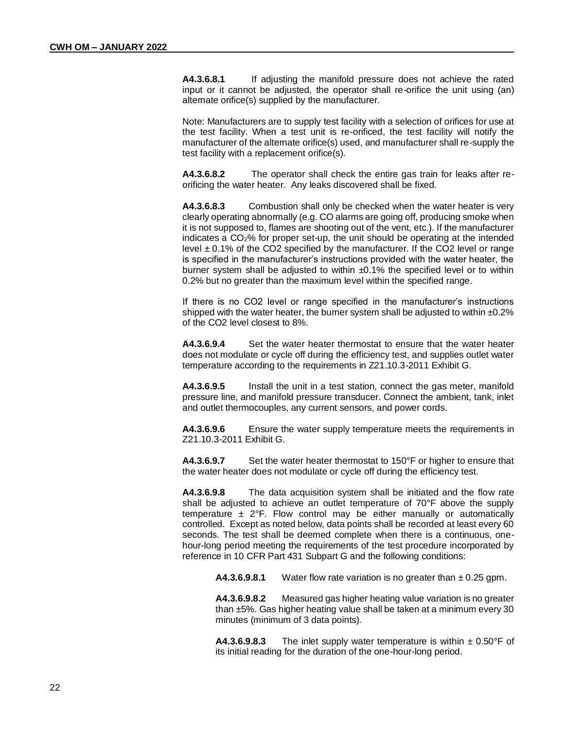**A4.3.6.8.1** If adjusting the manifold pressure does not achieve the rated input or it cannot be adjusted, the operator shall re-orifice the unit using (an) alternate orifice(s) supplied by the manufacturer.

Note: Manufacturers are to supply test facility with a selection of orifices for use at the test facility. When a test unit is re-orificed, the test facility will notify the manufacturer of the alternate orifice(s) used, and manufacturer shall re-supply the test facility with a replacement orifice(s).

**A4.3.6.8.2** The operator shall check the entire gas train for leaks after re-orificing the water heater. Any leaks discovered shall be fixed.

**A4.3.6.8.3** Combustion shall only be checked when the water heater is very clearly operating abnormally (e.g. CO alarms are going off, producing smoke when it is not supposed to, flames are shooting out of the vent, etc.). If the manufacturer indicates a $CO_2$% for proper set-up, the unit should be operating at the intended level ± 0.1% of the CO2 specified by the manufacturer. If the CO2 level or range is specified in the manufacturer's instructions provided with the water heater, the burner system shall be adjusted to within ±0.1% the specified level or to within 0.2% but no greater than the maximum level within the specified range.

If there is no CO2 level or range specified in the manufacturer's instructions shipped with the water heater, the burner system shall be adjusted to within ±0.2% of the CO2 level closest to 8%.

**A4.3.6.9.4** Set the water heater thermostat to ensure that the water heater does not modulate or cycle off during the efficiency test, and supplies outlet water temperature according to the requirements in Z21.10.3-2011 Exhibit G.

**A4.3.6.9.5** Install the unit in a test station, connect the gas meter, manifold pressure line, and manifold pressure transducer. Connect the ambient, tank, inlet and outlet thermocouples, any current sensors, and power cords.

**A4.3.6.9.6** Ensure the water supply temperature meets the requirements in Z21.10.3-2011 Exhibit G.

**A4.3.6.9.7** Set the water heater thermostat to 150°F or higher to ensure that the water heater does not modulate or cycle off during the efficiency test.

**A4.3.6.9.8** The data acquisition system shall be initiated and the flow rate shall be adjusted to achieve an outlet temperature of 70°F above the supply temperature ± 2°F. Flow control may be either manually or automatically controlled. Except as noted below, data points shall be recorded at least every 60 seconds. The test shall be deemed complete when there is a continuous, one-hour-long period meeting the requirements of the test procedure incorporated by reference in 10 CFR Part 431 Subpart G and the following conditions:

> **A4.3.6.9.8.1** Water flow rate variation is no greater than ± 0.25 gpm.
>
> **A4.3.6.9.8.2** Measured gas higher heating value variation is no greater than ±5%. Gas higher heating value shall be taken at a minimum every 30 minutes (minimum of 3 data points).
>
> **A4.3.6.9.8.3** The inlet supply water temperature is within ± 0.50°F of its initial reading for the duration of the one-hour-long period.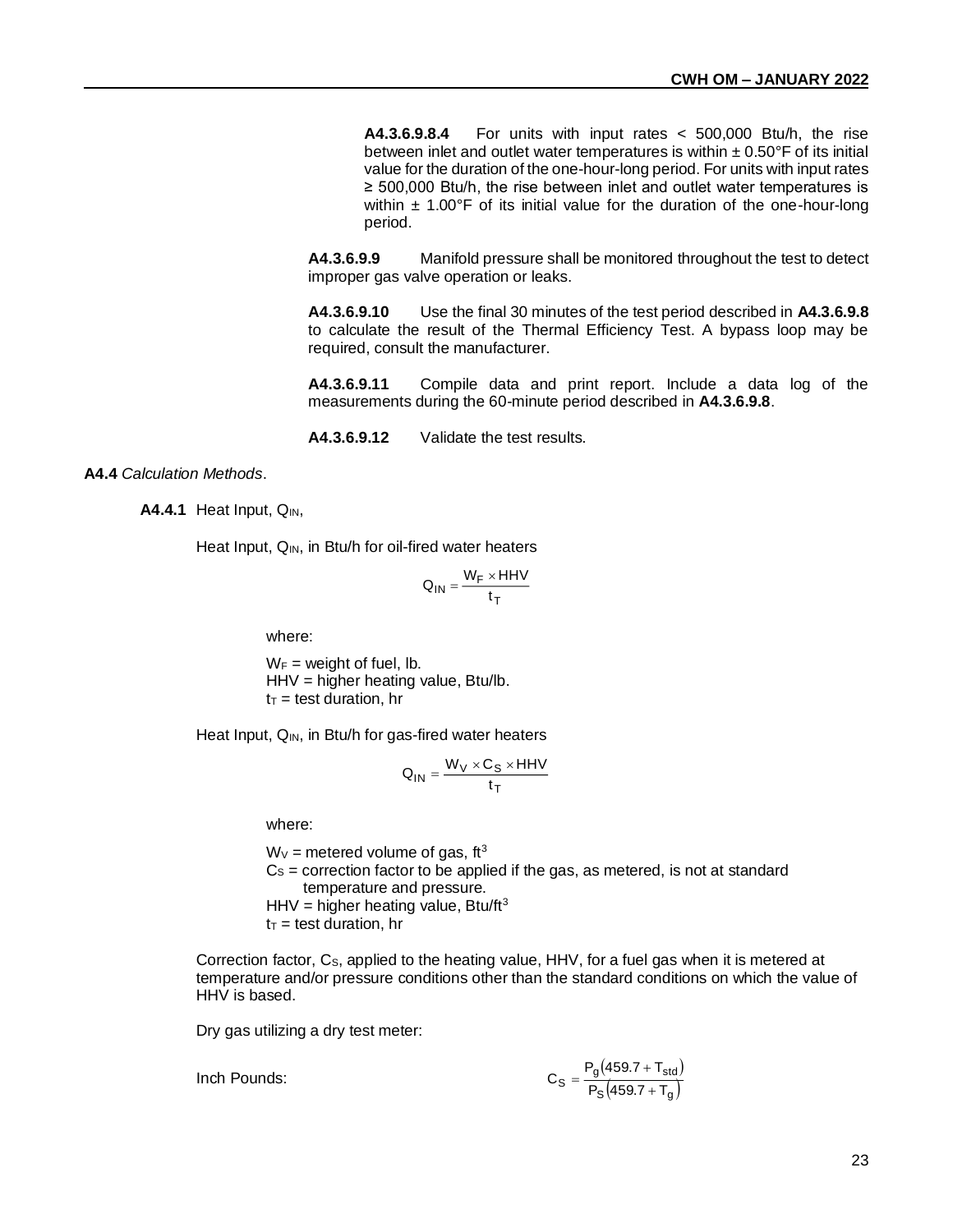**A4.3.6.9.8.4** For units with input rates < 500,000 Btu/h, the rise between inlet and outlet water temperatures is within ± 0.50°F of its initial value for the duration of the one-hour-long period. For units with input rates ≥ 500,000 Btu/h, the rise between inlet and outlet water temperatures is within ± 1.00°F of its initial value for the duration of the one-hour-long period.

**A4.3.6.9.9** Manifold pressure shall be monitored throughout the test to detect improper gas valve operation or leaks.

**A4.3.6.9.10** Use the final 30 minutes of the test period described in **A4.3.6.9.8** to calculate the result of the Thermal Efficiency Test. A bypass loop may be required, consult the manufacturer.

**A4.3.6.9.11** Compile data and print report. Include a data log of the measurements during the 60-minute period described in **A4.3.6.9.8**.

**A4.3.6.9.12** Validate the test results.

**A4.4** *Calculation Methods*.

**A4.4.1** Heat Input, $Q_{IN}$,

Heat Input, $Q_{IN}$, in Btu/h for oil-fired water heaters

$$Q_{IN} = \frac{W_F \times HHV}{t_T}$$

where:

$W_F$ = weight of fuel, lb.
HHV = higher heating value, Btu/lb.
$t_T$ = test duration, hr

Heat Input, $Q_{IN}$, in Btu/h for gas-fired water heaters

$$Q_{IN} = \frac{W_V \times C_S \times HHV}{t_T}$$

where:

$W_V$ = metered volume of gas, $ft^3$
$C_S$ = correction factor to be applied if the gas, as metered, is not at standard temperature and pressure.
HHV = higher heating value, Btu/$ft^3$
$t_T$ = test duration, hr

Correction factor, $C_S$, applied to the heating value, HHV, for a fuel gas when it is metered at temperature and/or pressure conditions other than the standard conditions on which the value of HHV is based.

Dry gas utilizing a dry test meter:

Inch Pounds:

$$C_S = \frac{P_g(459.7 + T_{std})}{P_S(459.7 + T_g)}$$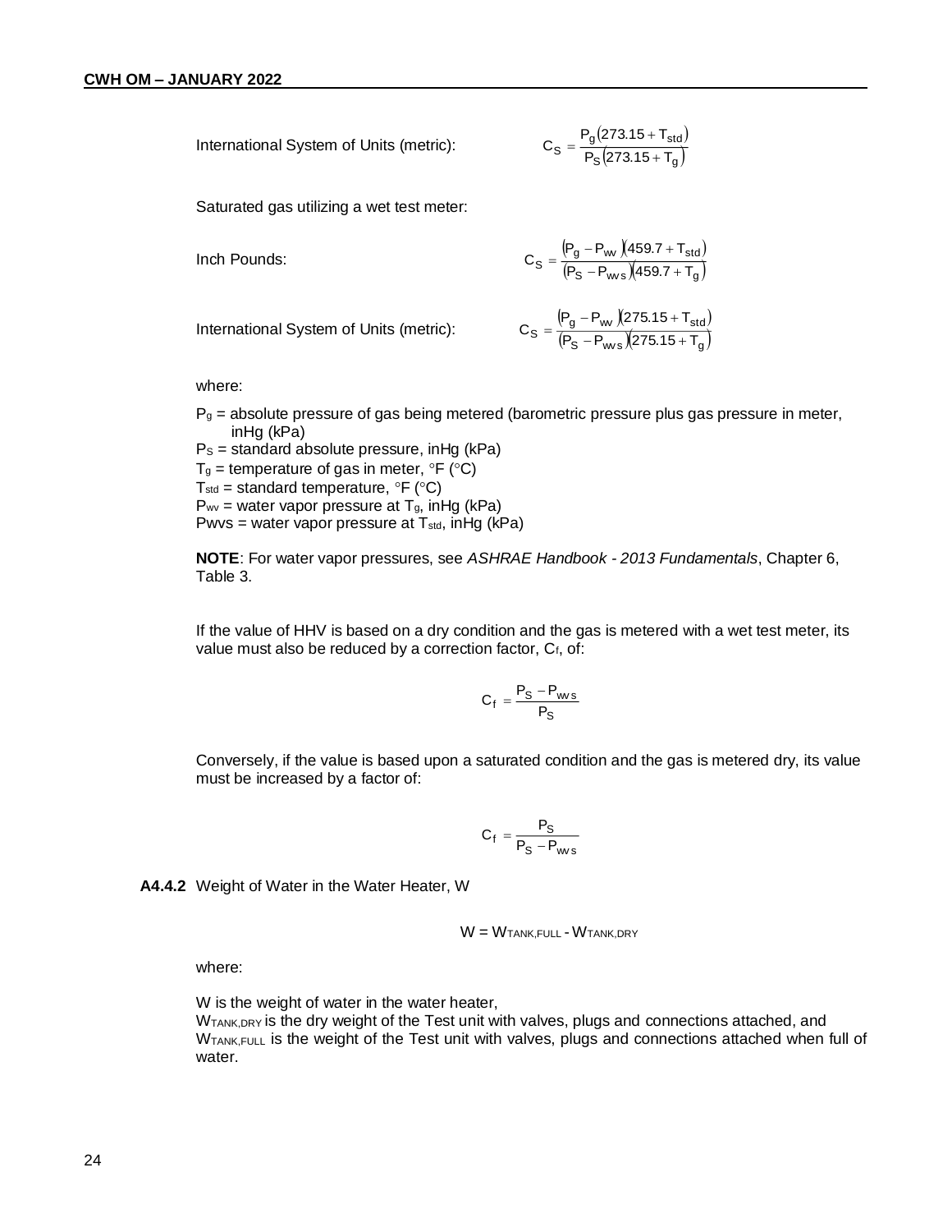International System of Units (metric):

$$C_S = \frac{P_g(273.15 + T_{std})}{P_S(273.15 + T_g)}$$

Saturated gas utilizing a wet test meter:

Inch Pounds:

$$C_S = \frac{(P_g - P_{wv})(459.7 + T_{std})}{(P_S - P_{wvs})(459.7 + T_g)}$$

International System of Units (metric):

$$C_S = \frac{(P_g - P_{wv})(275.15 + T_{std})}{(P_S - P_{wvs})(275.15 + T_g)}$$

where:

$P_g$ = absolute pressure of gas being metered (barometric pressure plus gas pressure in meter, inHg (kPa)
$P_S$ = standard absolute pressure, inHg (kPa)
$T_g$ = temperature of gas in meter, °F (°C)
$T_{std}$ = standard temperature, °F (°C)
$P_{wv}$ = water vapor pressure at $T_g$, inHg (kPa)
Pwvs = water vapor pressure at $T_{std}$, inHg (kPa)

**NOTE**: For water vapor pressures, see *ASHRAE Handbook - 2013 Fundamentals*, Chapter 6, Table 3.

If the value of HHV is based on a dry condition and the gas is metered with a wet test meter, its value must also be reduced by a correction factor, $C_f$, of:

$$C_f = \frac{P_S - P_{wvs}}{P_S}$$

Conversely, if the value is based upon a saturated condition and the gas is metered dry, its value must be increased by a factor of:

$$C_f = \frac{P_S}{P_S - P_{wvs}}$$

**A4.4.2** Weight of Water in the Water Heater, W

$$W = W_{TANK,FULL} - W_{TANK,DRY}$$

where:

W is the weight of water in the water heater,
$W_{TANK,DRY}$ is the dry weight of the Test unit with valves, plugs and connections attached, and
$W_{TANK,FULL}$ is the weight of the Test unit with valves, plugs and connections attached when full of water.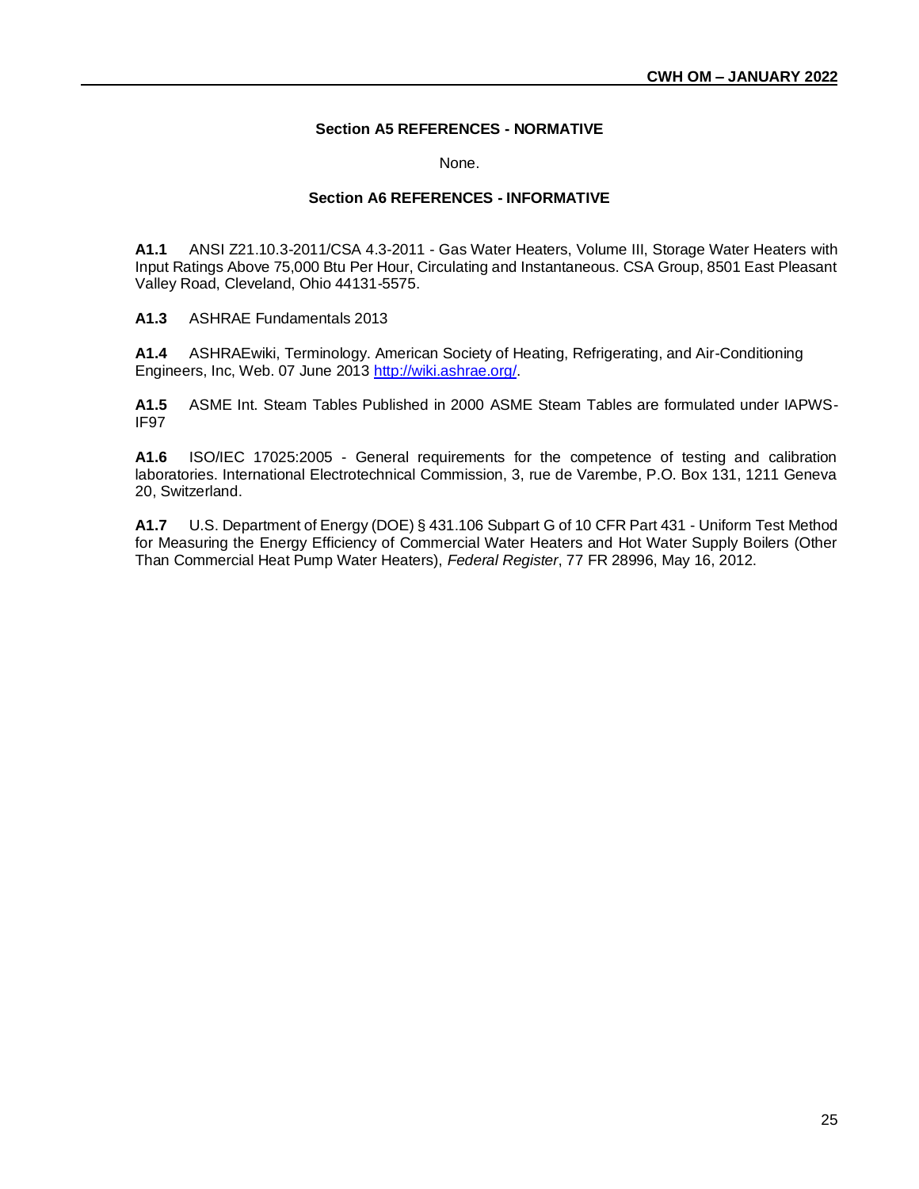## Section A5 REFERENCES - NORMATIVE

None.

## Section A6 REFERENCES - INFORMATIVE

**A1.1** ANSI Z21.10.3-2011/CSA 4.3-2011 - Gas Water Heaters, Volume III, Storage Water Heaters with Input Ratings Above 75,000 Btu Per Hour, Circulating and Instantaneous. CSA Group, 8501 East Pleasant Valley Road, Cleveland, Ohio 44131-5575.

**A1.3** ASHRAE Fundamentals 2013

**A1.4** ASHRAEwiki, Terminology. American Society of Heating, Refrigerating, and Air-Conditioning Engineers, Inc, Web. 07 June 2013 [http://wiki.ashrae.org/](http://wiki.ashrae.org/).

**A1.5** ASME Int. Steam Tables Published in 2000 ASME Steam Tables are formulated under IAPWS-IF97

**A1.6** ISO/IEC 17025:2005 - General requirements for the competence of testing and calibration laboratories. International Electrotechnical Commission, 3, rue de Varembe, P.O. Box 131, 1211 Geneva 20, Switzerland.

**A1.7** U.S. Department of Energy (DOE) § 431.106 Subpart G of 10 CFR Part 431 - Uniform Test Method for Measuring the Energy Efficiency of Commercial Water Heaters and Hot Water Supply Boilers (Other Than Commercial Heat Pump Water Heaters), *Federal Register*, 77 FR 28996, May 16, 2012.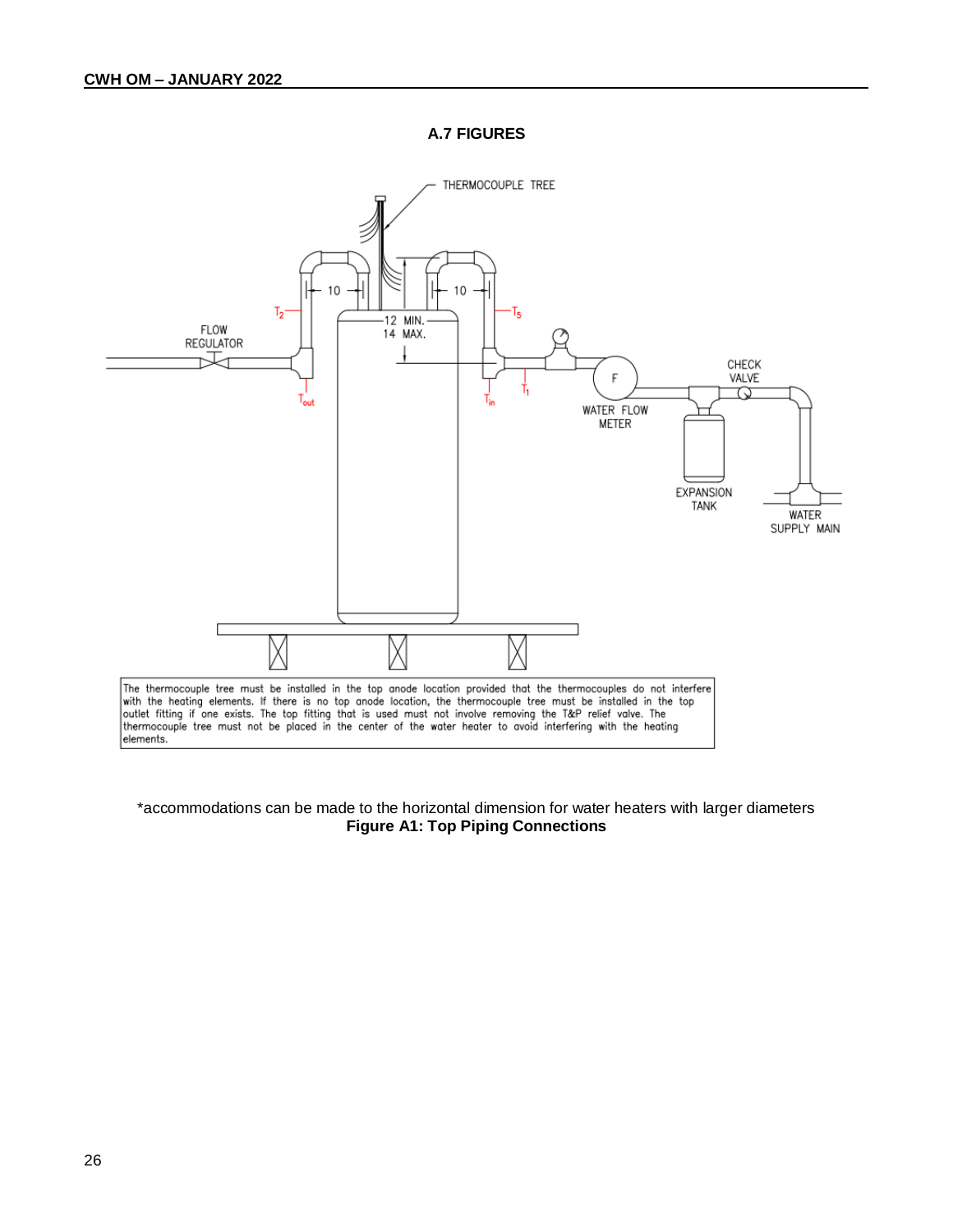## A.7 FIGURES

The thermocouple tree must be installed in the top anode location provided that the thermocouples do not interfere with the heating elements. If there is no top anode location, the thermocouple tree must be installed in the top outlet fitting if one exists. The top fitting that is used must not involve removing the T&P relief valve. The thermocouple tree must not be placed in the center of the water heater to avoid interfering with the heating elements.

*accommodations can be made to the horizontal dimension for water heaters with larger diameters

**Figure A1: Top Piping Connections**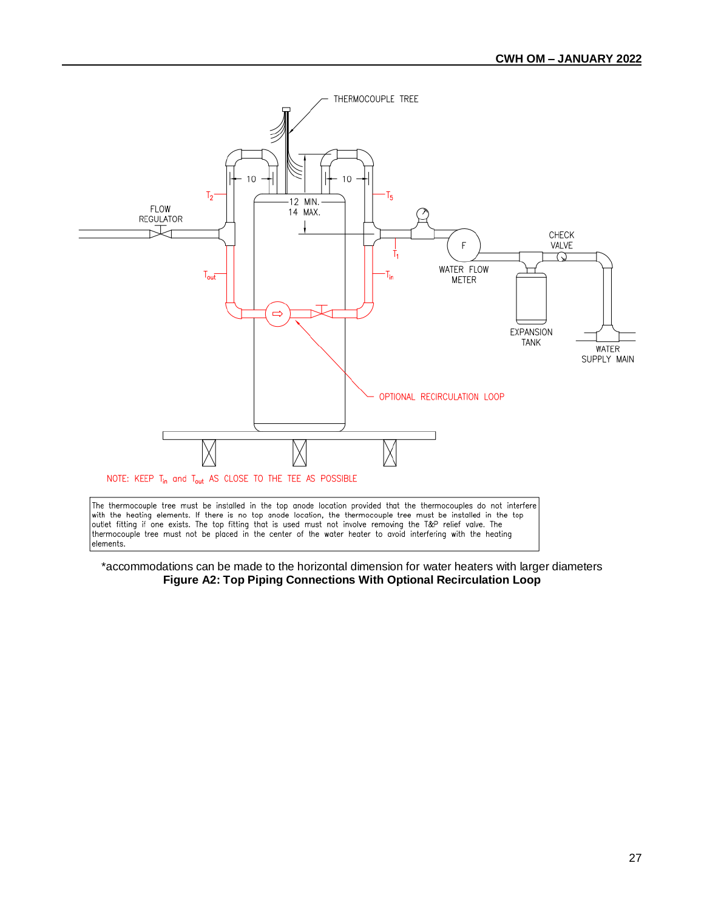THERMOCOUPLE TREE

10

10

12 MIN.
14 MAX.

$T_2$

$T_5$

FLOW REGULATOR

$T_1$

CHECK VALVE

F

WATER FLOW METER

$T_{out}$

$T_{in}$

EXPANSION TANK

WATER SUPPLY MAIN

OPTIONAL RECIRCULATION LOOP

NOTE: KEEP $T_{in}$ and $T_{out}$ AS CLOSE TO THE TEE AS POSSIBLE

The thermocouple tree must be installed in the top anode location provided that the thermocouples do not interfere with the heating elements. If there is no top anode location, the thermocouple tree must be installed in the top outlet fitting if one exists. The top fitting that is used must not involve removing the T&P relief valve. The thermocouple tree must not be placed in the center of the water heater to avoid interfering with the heating elements.

*accommodations can be made to the horizontal dimension for water heaters with larger diameters

**Figure A2: Top Piping Connections With Optional Recirculation Loop**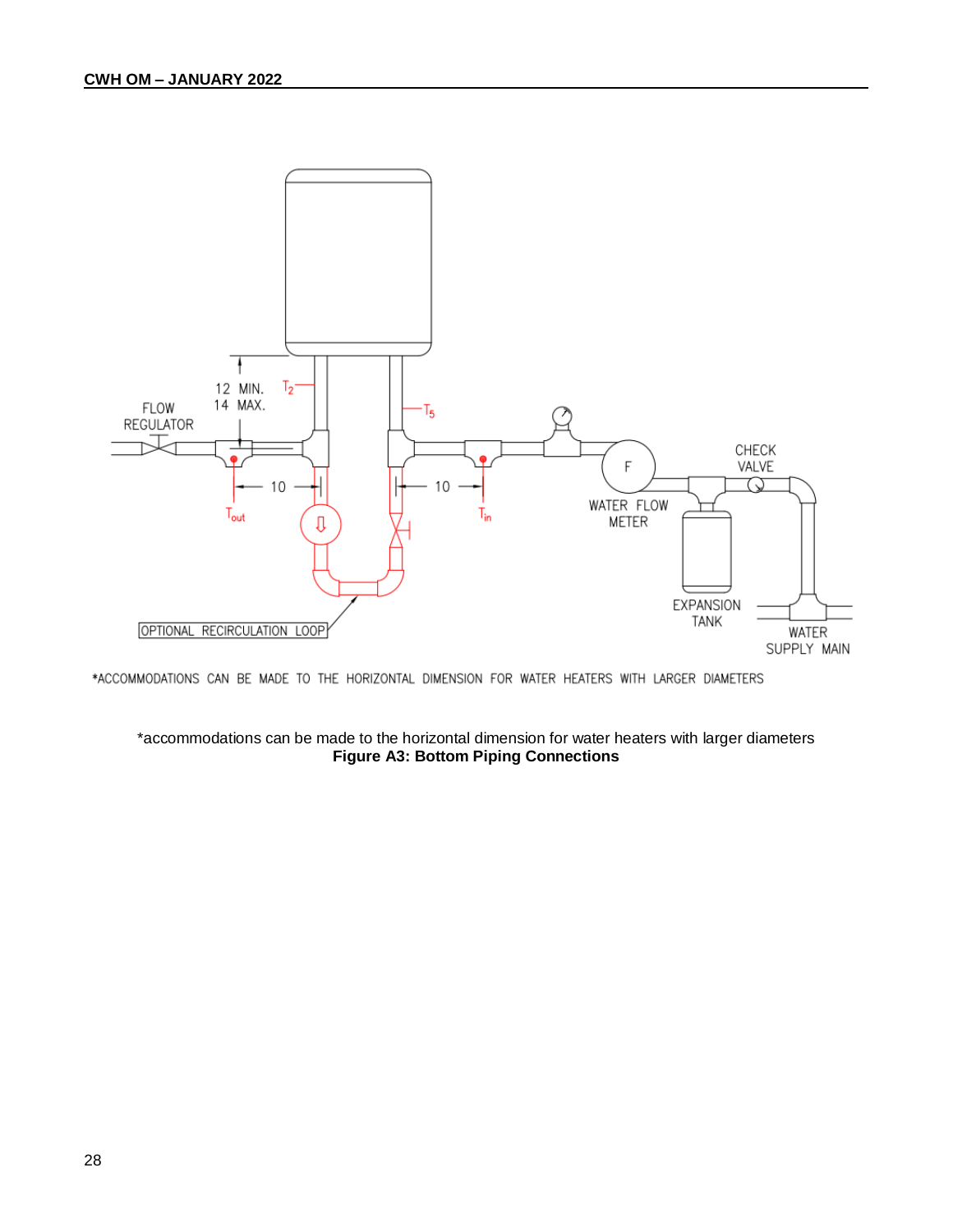*accommodations can be made to the horizontal dimension for water heaters with larger diameters

**Figure A3: Bottom Piping Connections**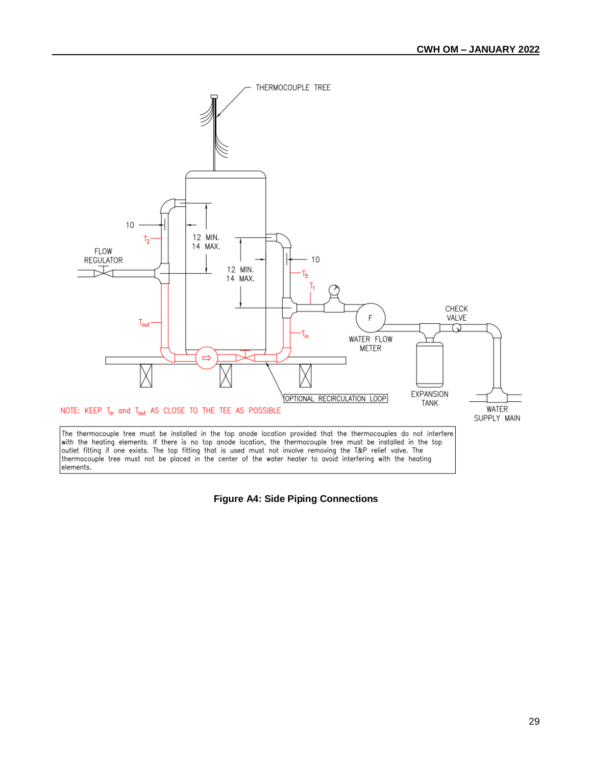THERMOCOUPLE TREE

10

$T_2$

12 MIN.
14 MAX.

FLOW REGULATOR

12 MIN.
14 MAX.

10

$T_5$

$T_1$

$T_{out}$

F

CHECK VALVE

$T_{in}$

WATER FLOW METER

OPTIONAL RECIRCULATION LOOP

EXPANSION TANK

NOTE: KEEP $T_{in}$ and $T_{out}$ AS CLOSE TO THE TEE AS POSSIBLE

WATER SUPPLY MAIN

The thermocouple tree must be installed in the top anode location provided that the thermocouples do not interfere with the heating elements. If there is no top anode location, the thermocouple tree must be installed in the top outlet fitting if one exists. The top fitting that is used must not involve removing the T&P relief valve. The thermocouple tree must not be placed in the center of the water heater to avoid interfering with the heating elements.

**Figure A4: Side Piping Connections**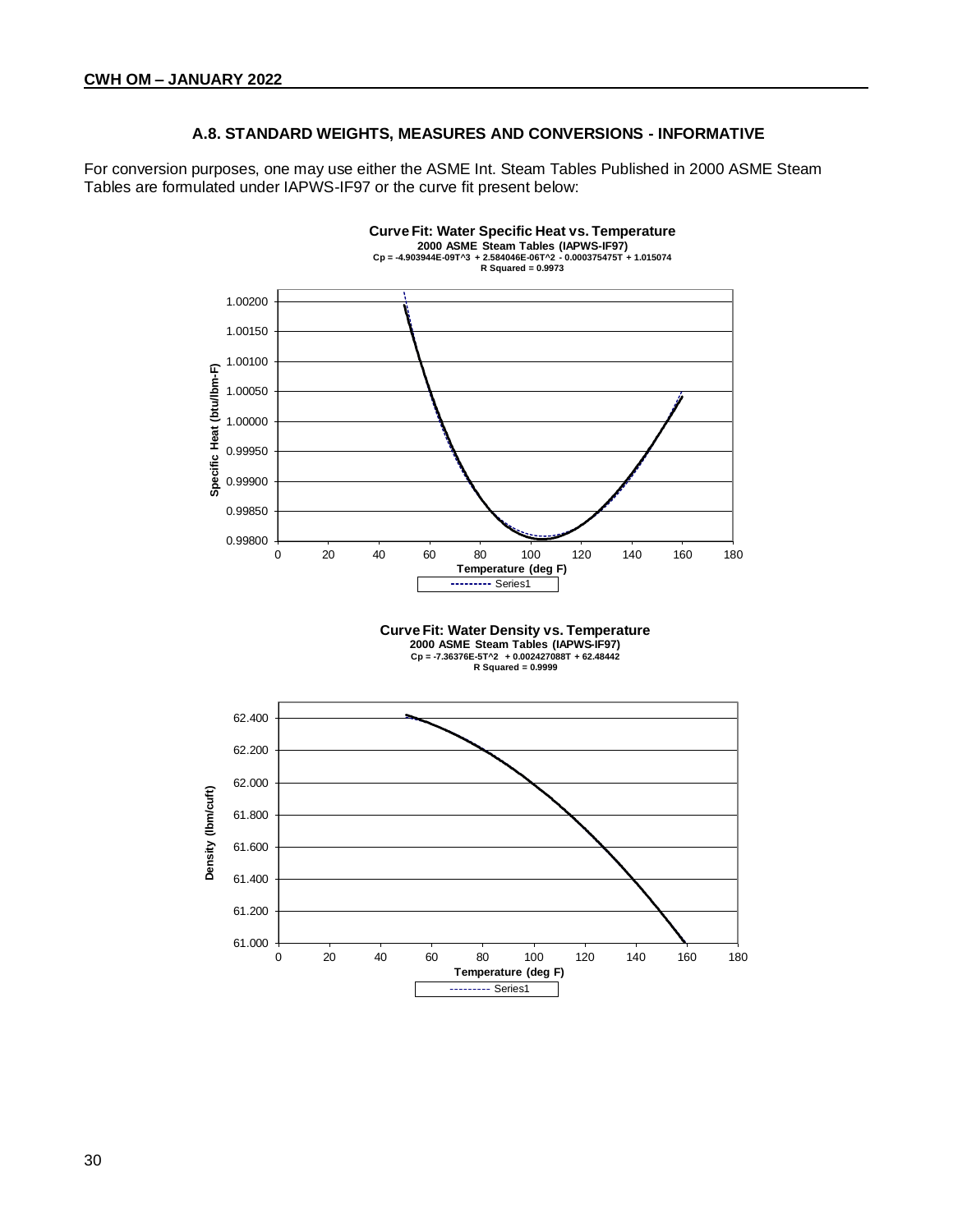### A.8. STANDARD WEIGHTS, MEASURES AND CONVERSIONS - INFORMATIVE

For conversion purposes, one may use either the ASME Int. Steam Tables Published in 2000 ASME Steam Tables are formulated under IAPWS-IF97 or the curve fit present below:

**Curve Fit: Water Specific Heat vs. Temperature**

**2000 ASME Steam Tables (IAPWS-IF97)**

**Cp = -4.903944E-09T^3 + 2.584046E-06T^2 - 0.000375475T + 1.015074**

**R Squared = 0.9973**

Specific Heat (btu/lbm-F)

1.00200
1.00150
1.00100
1.00050
1.00000
0.99950
0.99900
0.99850
0.99800

0 20 40 60 80 100 120 140 160 180

Temperature (deg F)

Series1

**Curve Fit: Water Density vs. Temperature**

**2000 ASME Steam Tables (IAPWS-IF97)**

**Cp = -7.36376E-5T^2 + 0.002427088T + 62.48442**

**R Squared = 0.9999**

Density (lbm/cuft)

62.400
62.200
62.000
61.800
61.600
61.400
61.200
61.000

0 20 40 60 80 100 120 140 160 180

Temperature (deg F)

Series1